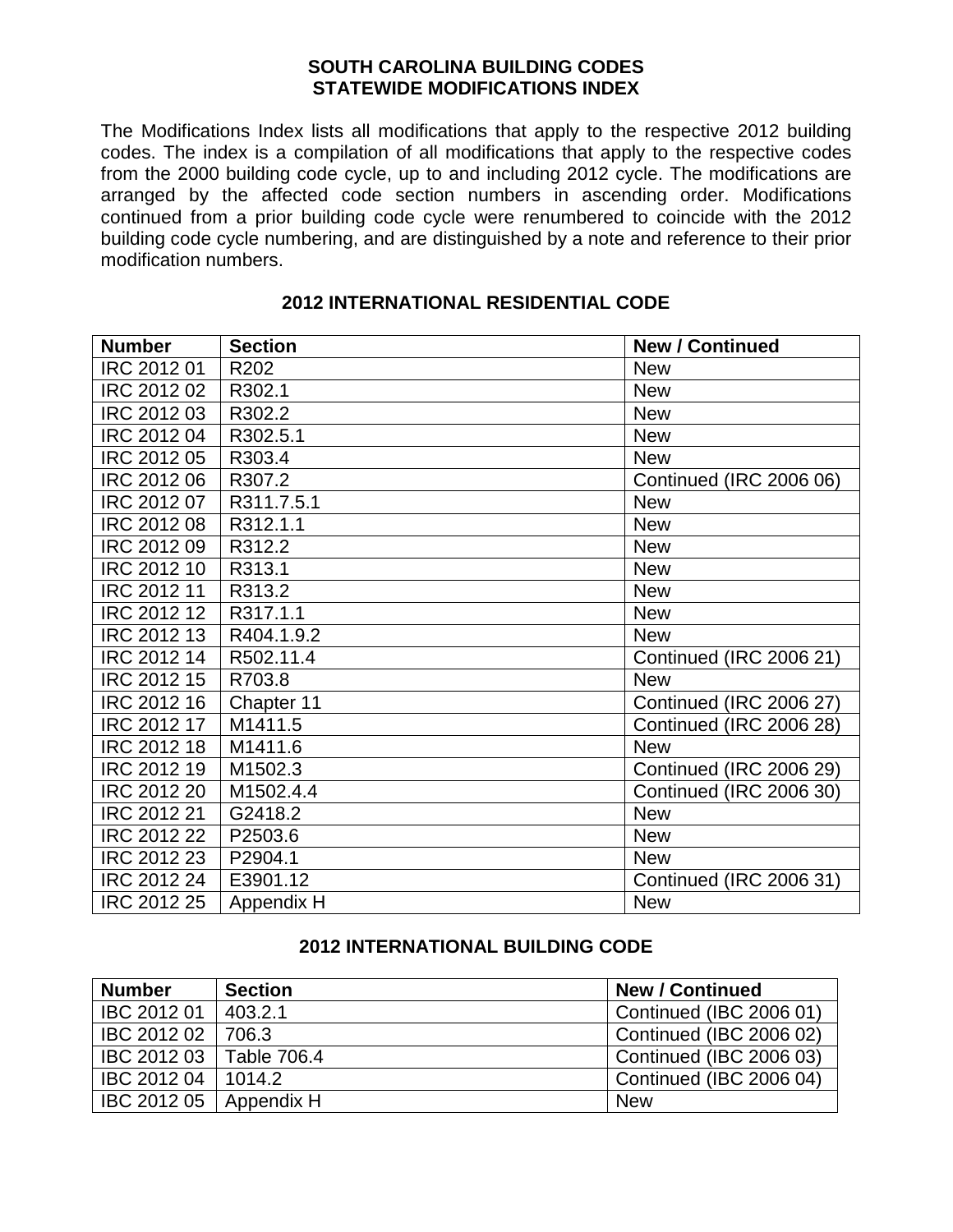# SOUTH CAROLINA BUILDING CODES
# STATEWIDE MODIFICATIONS INDEX

The Modifications Index lists all modifications that apply to the respective 2012 building codes. The index is a compilation of all modifications that apply to the respective codes from the 2000 building code cycle, up to and including 2012 cycle. The modifications are arranged by the affected code section numbers in ascending order. Modifications continued from a prior building code cycle were renumbered to coincide with the 2012 building code cycle numbering, and are distinguished by a note and reference to their prior modification numbers.

## 2012 INTERNATIONAL RESIDENTIAL CODE

| Number | Section | New / Continued |
|---|---|---|
| IRC 2012 01 | R202 | New |
| IRC 2012 02 | R302.1 | New |
| IRC 2012 03 | R302.2 | New |
| IRC 2012 04 | R302.5.1 | New |
| IRC 2012 05 | R303.4 | New |
| IRC 2012 06 | R307.2 | Continued (IRC 2006 06) |
| IRC 2012 07 | R311.7.5.1 | New |
| IRC 2012 08 | R312.1.1 | New |
| IRC 2012 09 | R312.2 | New |
| IRC 2012 10 | R313.1 | New |
| IRC 2012 11 | R313.2 | New |
| IRC 2012 12 | R317.1.1 | New |
| IRC 2012 13 | R404.1.9.2 | New |
| IRC 2012 14 | R502.11.4 | Continued (IRC 2006 21) |
| IRC 2012 15 | R703.8 | New |
| IRC 2012 16 | Chapter 11 | Continued (IRC 2006 27) |
| IRC 2012 17 | M1411.5 | Continued (IRC 2006 28) |
| IRC 2012 18 | M1411.6 | New |
| IRC 2012 19 | M1502.3 | Continued (IRC 2006 29) |
| IRC 2012 20 | M1502.4.4 | Continued (IRC 2006 30) |
| IRC 2012 21 | G2418.2 | New |
| IRC 2012 22 | P2503.6 | New |
| IRC 2012 23 | P2904.1 | New |
| IRC 2012 24 | E3901.12 | Continued (IRC 2006 31) |
| IRC 2012 25 | Appendix H | New |

## 2012 INTERNATIONAL BUILDING CODE

| Number | Section | New / Continued |
|---|---|---|
| IBC 2012 01 | 403.2.1 | Continued (IBC 2006 01) |
| IBC 2012 02 | 706.3 | Continued (IBC 2006 02) |
| IBC 2012 03 | Table 706.4 | Continued (IBC 2006 03) |
| IBC 2012 04 | 1014.2 | Continued (IBC 2006 04) |
| IBC 2012 05 | Appendix H | New |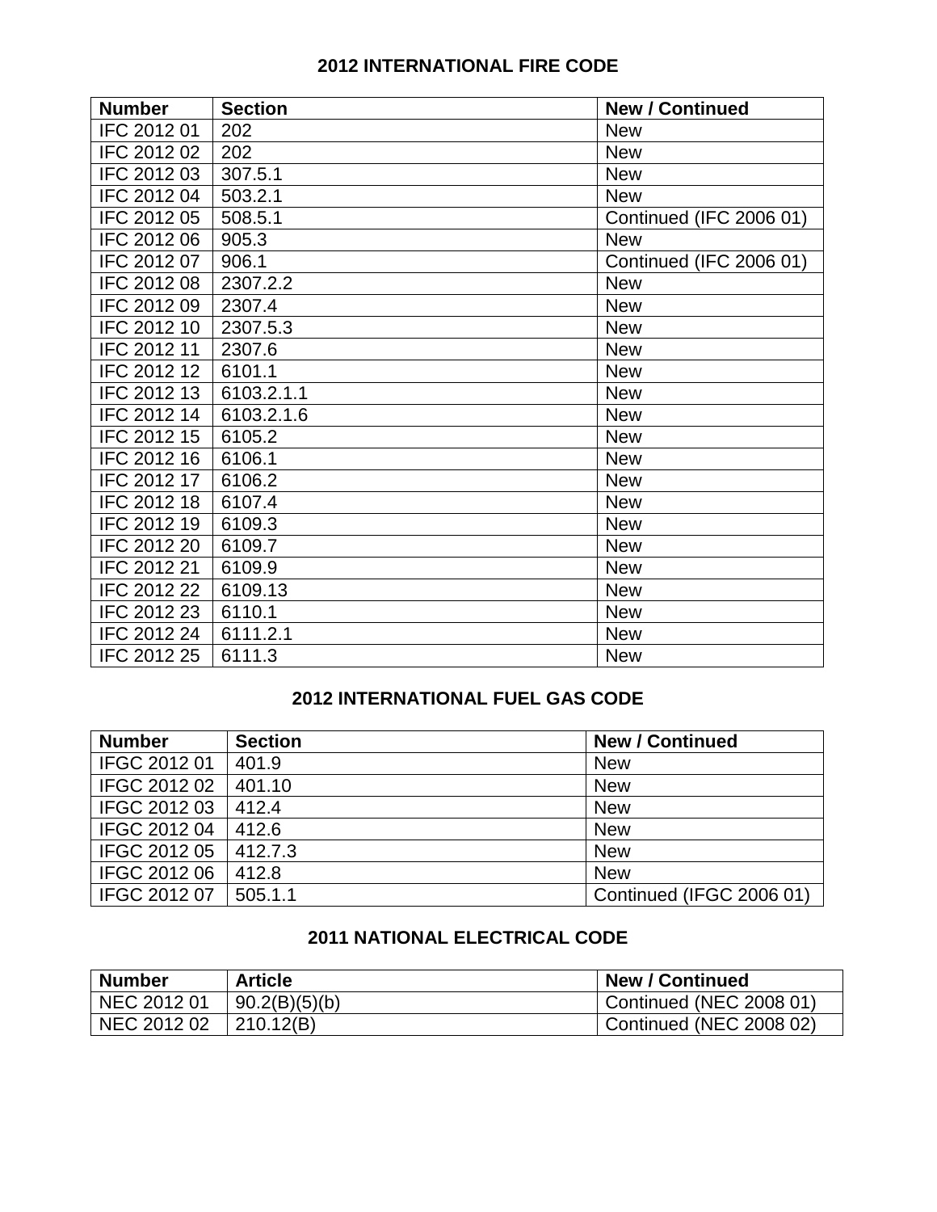## 2012 INTERNATIONAL FIRE CODE

| Number | Section | New / Continued |
|---|---|---|
| IFC 2012 01 | 202 | New |
| IFC 2012 02 | 202 | New |
| IFC 2012 03 | 307.5.1 | New |
| IFC 2012 04 | 503.2.1 | New |
| IFC 2012 05 | 508.5.1 | Continued (IFC 2006 01) |
| IFC 2012 06 | 905.3 | New |
| IFC 2012 07 | 906.1 | Continued (IFC 2006 01) |
| IFC 2012 08 | 2307.2.2 | New |
| IFC 2012 09 | 2307.4 | New |
| IFC 2012 10 | 2307.5.3 | New |
| IFC 2012 11 | 2307.6 | New |
| IFC 2012 12 | 6101.1 | New |
| IFC 2012 13 | 6103.2.1.1 | New |
| IFC 2012 14 | 6103.2.1.6 | New |
| IFC 2012 15 | 6105.2 | New |
| IFC 2012 16 | 6106.1 | New |
| IFC 2012 17 | 6106.2 | New |
| IFC 2012 18 | 6107.4 | New |
| IFC 2012 19 | 6109.3 | New |
| IFC 2012 20 | 6109.7 | New |
| IFC 2012 21 | 6109.9 | New |
| IFC 2012 22 | 6109.13 | New |
| IFC 2012 23 | 6110.1 | New |
| IFC 2012 24 | 6111.2.1 | New |
| IFC 2012 25 | 6111.3 | New |

## 2012 INTERNATIONAL FUEL GAS CODE

| Number | Section | New / Continued |
|---|---|---|
| IFGC 2012 01 | 401.9 | New |
| IFGC 2012 02 | 401.10 | New |
| IFGC 2012 03 | 412.4 | New |
| IFGC 2012 04 | 412.6 | New |
| IFGC 2012 05 | 412.7.3 | New |
| IFGC 2012 06 | 412.8 | New |
| IFGC 2012 07 | 505.1.1 | Continued (IFGC 2006 01) |

## 2011 NATIONAL ELECTRICAL CODE

| Number | Article | New / Continued |
|---|---|---|
| NEC 2012 01 | 90.2(B)(5)(b) | Continued (NEC 2008 01) |
| NEC 2012 02 | 210.12(B) | Continued (NEC 2008 02) |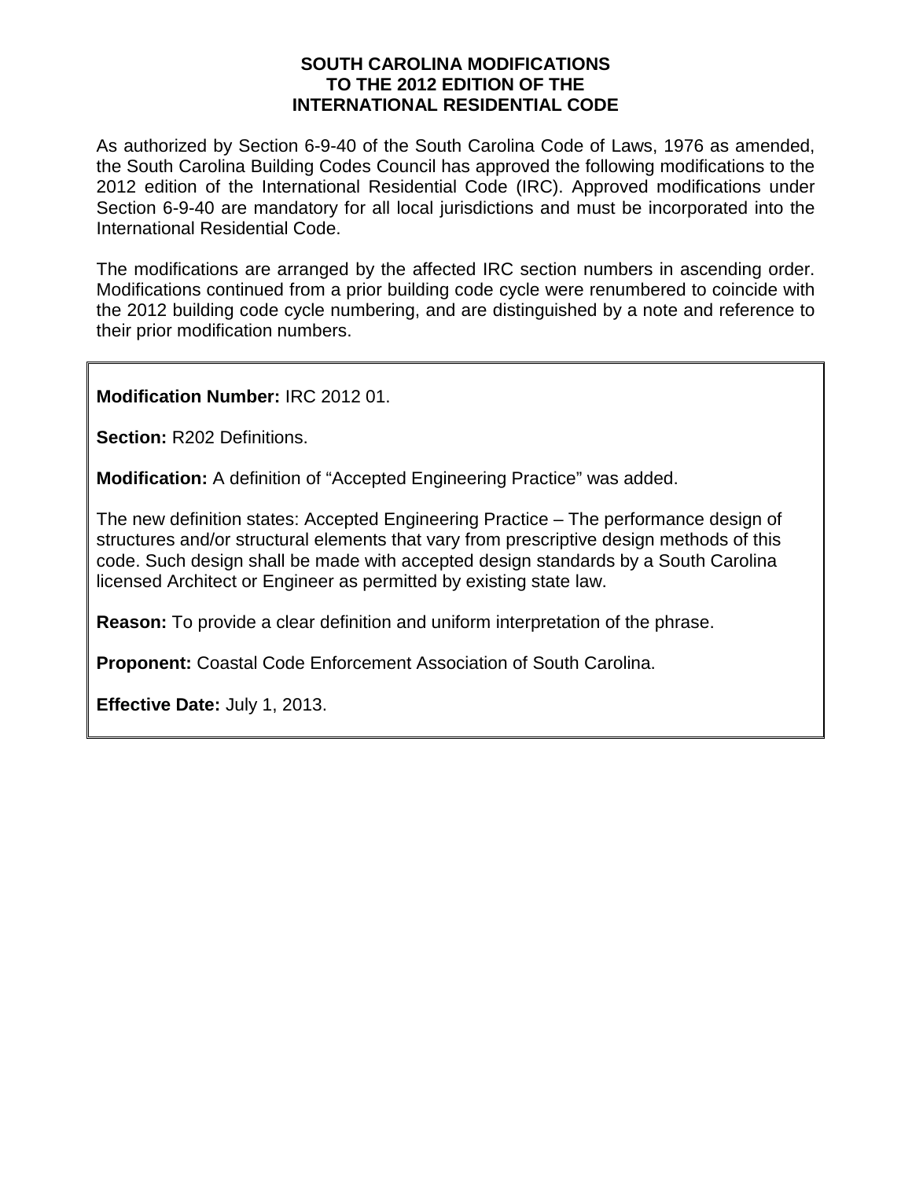# SOUTH CAROLINA MODIFICATIONS TO THE 2012 EDITION OF THE INTERNATIONAL RESIDENTIAL CODE

As authorized by Section 6-9-40 of the South Carolina Code of Laws, 1976 as amended, the South Carolina Building Codes Council has approved the following modifications to the 2012 edition of the International Residential Code (IRC). Approved modifications under Section 6-9-40 are mandatory for all local jurisdictions and must be incorporated into the International Residential Code.

The modifications are arranged by the affected IRC section numbers in ascending order. Modifications continued from a prior building code cycle were renumbered to coincide with the 2012 building code cycle numbering, and are distinguished by a note and reference to their prior modification numbers.

---

**Modification Number:** IRC 2012 01.

**Section:** R202 Definitions.

**Modification:** A definition of "Accepted Engineering Practice" was added.

The new definition states: Accepted Engineering Practice – The performance design of structures and/or structural elements that vary from prescriptive design methods of this code. Such design shall be made with accepted design standards by a South Carolina licensed Architect or Engineer as permitted by existing state law.

**Reason:** To provide a clear definition and uniform interpretation of the phrase.

**Proponent:** Coastal Code Enforcement Association of South Carolina.

**Effective Date:** July 1, 2013.

---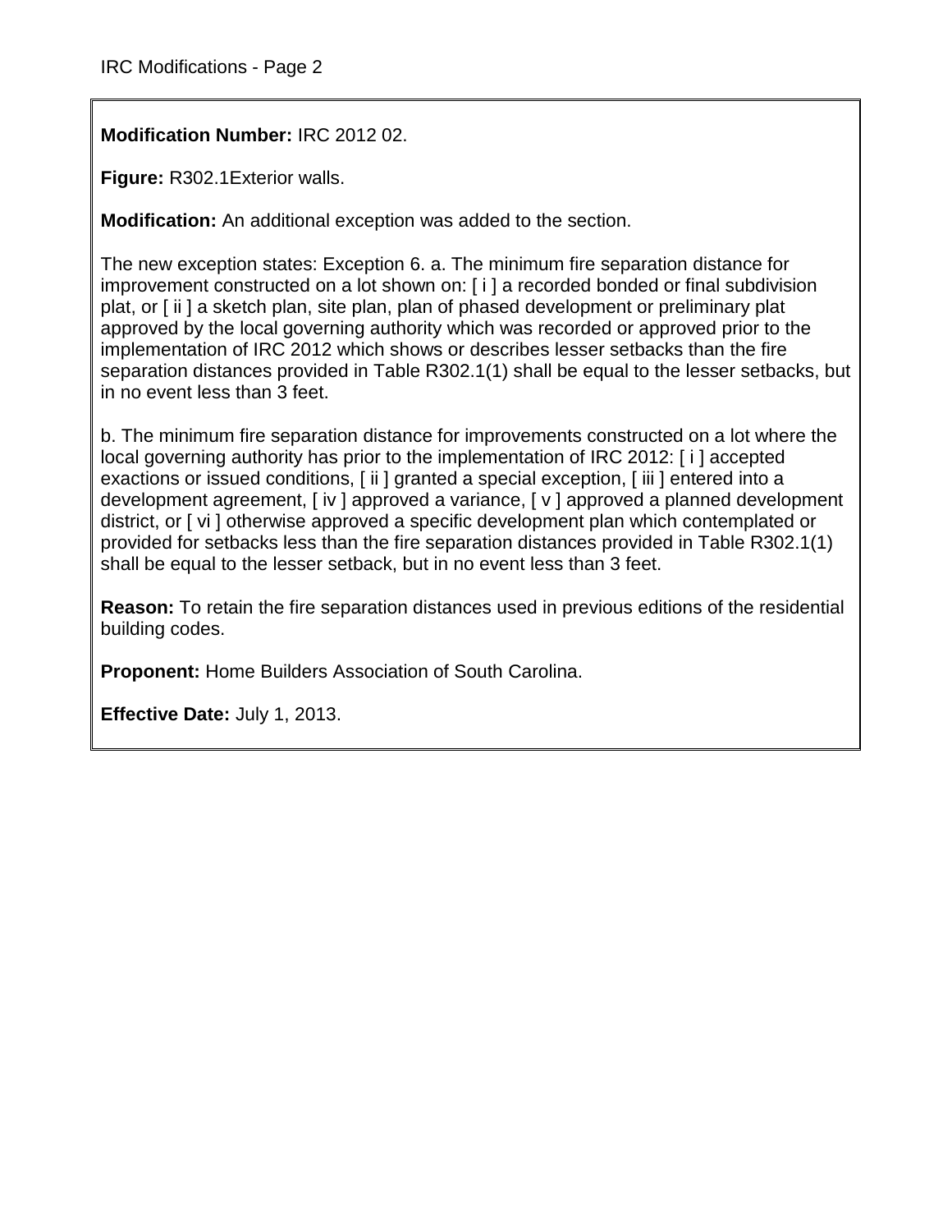**Modification Number:** IRC 2012 02.

**Figure:** R302.1Exterior walls.

**Modification:** An additional exception was added to the section.

The new exception states: Exception 6. a. The minimum fire separation distance for improvement constructed on a lot shown on: [ i ] a recorded bonded or final subdivision plat, or [ ii ] a sketch plan, site plan, plan of phased development or preliminary plat approved by the local governing authority which was recorded or approved prior to the implementation of IRC 2012 which shows or describes lesser setbacks than the fire separation distances provided in Table R302.1(1) shall be equal to the lesser setbacks, but in no event less than 3 feet.

b. The minimum fire separation distance for improvements constructed on a lot where the local governing authority has prior to the implementation of IRC 2012: [ i ] accepted exactions or issued conditions, [ ii ] granted a special exception, [ iii ] entered into a development agreement, [ iv ] approved a variance, [ v ] approved a planned development district, or [ vi ] otherwise approved a specific development plan which contemplated or provided for setbacks less than the fire separation distances provided in Table R302.1(1) shall be equal to the lesser setback, but in no event less than 3 feet.

**Reason:** To retain the fire separation distances used in previous editions of the residential building codes.

**Proponent:** Home Builders Association of South Carolina.

**Effective Date:** July 1, 2013.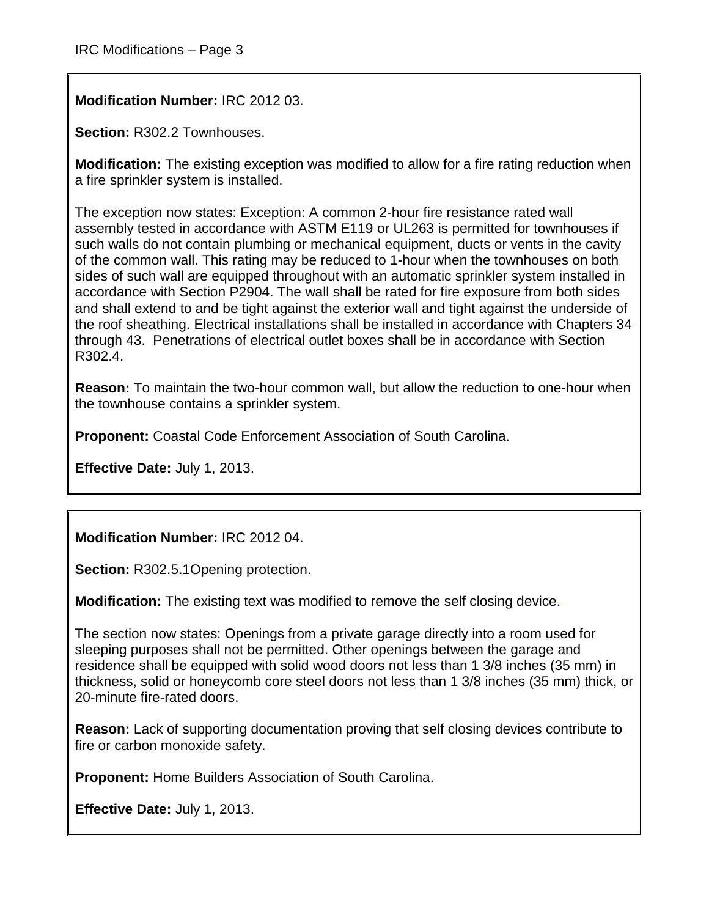**Modification Number:** IRC 2012 03.

**Section:** R302.2 Townhouses.

**Modification:** The existing exception was modified to allow for a fire rating reduction when a fire sprinkler system is installed.

The exception now states: Exception: A common 2-hour fire resistance rated wall assembly tested in accordance with ASTM E119 or UL263 is permitted for townhouses if such walls do not contain plumbing or mechanical equipment, ducts or vents in the cavity of the common wall. This rating may be reduced to 1-hour when the townhouses on both sides of such wall are equipped throughout with an automatic sprinkler system installed in accordance with Section P2904. The wall shall be rated for fire exposure from both sides and shall extend to and be tight against the exterior wall and tight against the underside of the roof sheathing. Electrical installations shall be installed in accordance with Chapters 34 through 43. Penetrations of electrical outlet boxes shall be in accordance with Section R302.4.

**Reason:** To maintain the two-hour common wall, but allow the reduction to one-hour when the townhouse contains a sprinkler system.

**Proponent:** Coastal Code Enforcement Association of South Carolina.

**Effective Date:** July 1, 2013.

---

**Modification Number:** IRC 2012 04.

**Section:** R302.5.1Opening protection.

**Modification:** The existing text was modified to remove the self closing device.

The section now states: Openings from a private garage directly into a room used for sleeping purposes shall not be permitted. Other openings between the garage and residence shall be equipped with solid wood doors not less than 1 3/8 inches (35 mm) in thickness, solid or honeycomb core steel doors not less than 1 3/8 inches (35 mm) thick, or 20-minute fire-rated doors.

**Reason:** Lack of supporting documentation proving that self closing devices contribute to fire or carbon monoxide safety.

**Proponent:** Home Builders Association of South Carolina.

**Effective Date:** July 1, 2013.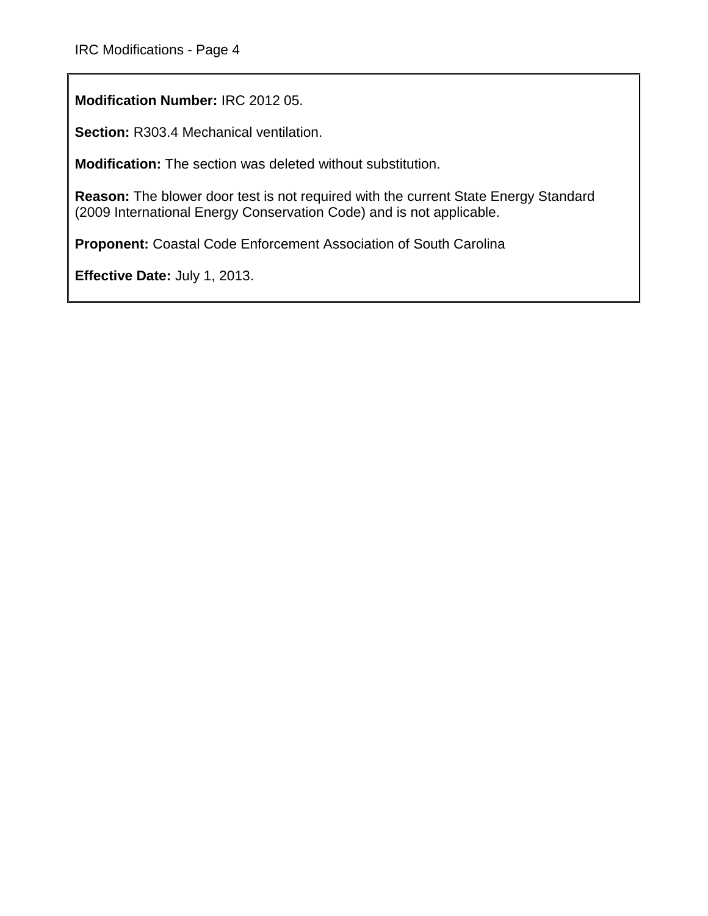**Modification Number:** IRC 2012 05.

**Section:** R303.4 Mechanical ventilation.

**Modification:** The section was deleted without substitution.

**Reason:** The blower door test is not required with the current State Energy Standard (2009 International Energy Conservation Code) and is not applicable.

**Proponent:** Coastal Code Enforcement Association of South Carolina

**Effective Date:** July 1, 2013.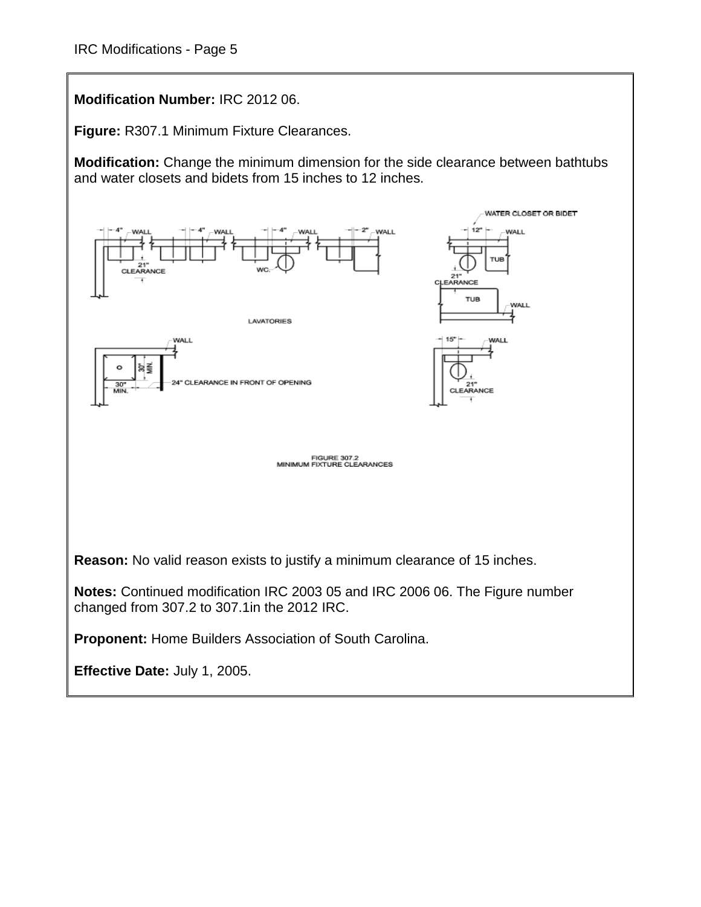**Modification Number:** IRC 2012 06.

**Figure:** R307.1 Minimum Fixture Clearances.

**Modification:** Change the minimum dimension for the side clearance between bathtubs and water closets and bidets from 15 inches to 12 inches.

FIGURE 307.2
MINIMUM FIXTURE CLEARANCES

**Reason:** No valid reason exists to justify a minimum clearance of 15 inches.

**Notes:** Continued modification IRC 2003 05 and IRC 2006 06. The Figure number changed from 307.2 to 307.1in the 2012 IRC.

**Proponent:** Home Builders Association of South Carolina.

**Effective Date:** July 1, 2005.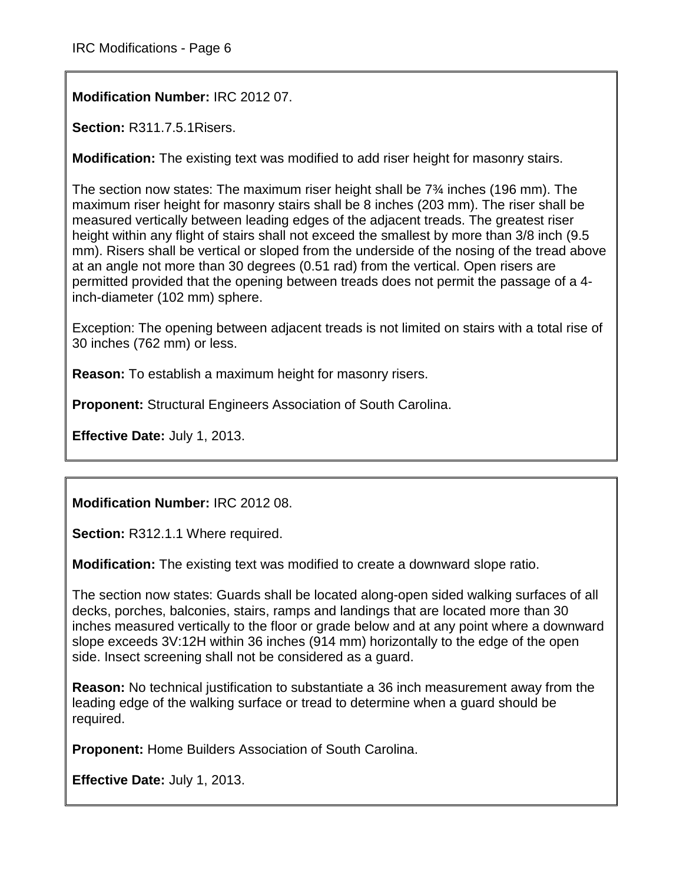**Modification Number:** IRC 2012 07.

**Section:** R311.7.5.1Risers.

**Modification:** The existing text was modified to add riser height for masonry stairs.

The section now states: The maximum riser height shall be 7¾ inches (196 mm). The maximum riser height for masonry stairs shall be 8 inches (203 mm). The riser shall be measured vertically between leading edges of the adjacent treads. The greatest riser height within any flight of stairs shall not exceed the smallest by more than 3/8 inch (9.5 mm). Risers shall be vertical or sloped from the underside of the nosing of the tread above at an angle not more than 30 degrees (0.51 rad) from the vertical. Open risers are permitted provided that the opening between treads does not permit the passage of a 4-inch-diameter (102 mm) sphere.

Exception: The opening between adjacent treads is not limited on stairs with a total rise of 30 inches (762 mm) or less.

**Reason:** To establish a maximum height for masonry risers.

**Proponent:** Structural Engineers Association of South Carolina.

**Effective Date:** July 1, 2013.

---

**Modification Number:** IRC 2012 08.

**Section:** R312.1.1 Where required.

**Modification:** The existing text was modified to create a downward slope ratio.

The section now states: Guards shall be located along-open sided walking surfaces of all decks, porches, balconies, stairs, ramps and landings that are located more than 30 inches measured vertically to the floor or grade below and at any point where a downward slope exceeds 3V:12H within 36 inches (914 mm) horizontally to the edge of the open side. Insect screening shall not be considered as a guard.

**Reason:** No technical justification to substantiate a 36 inch measurement away from the leading edge of the walking surface or tread to determine when a guard should be required.

**Proponent:** Home Builders Association of South Carolina.

**Effective Date:** July 1, 2013.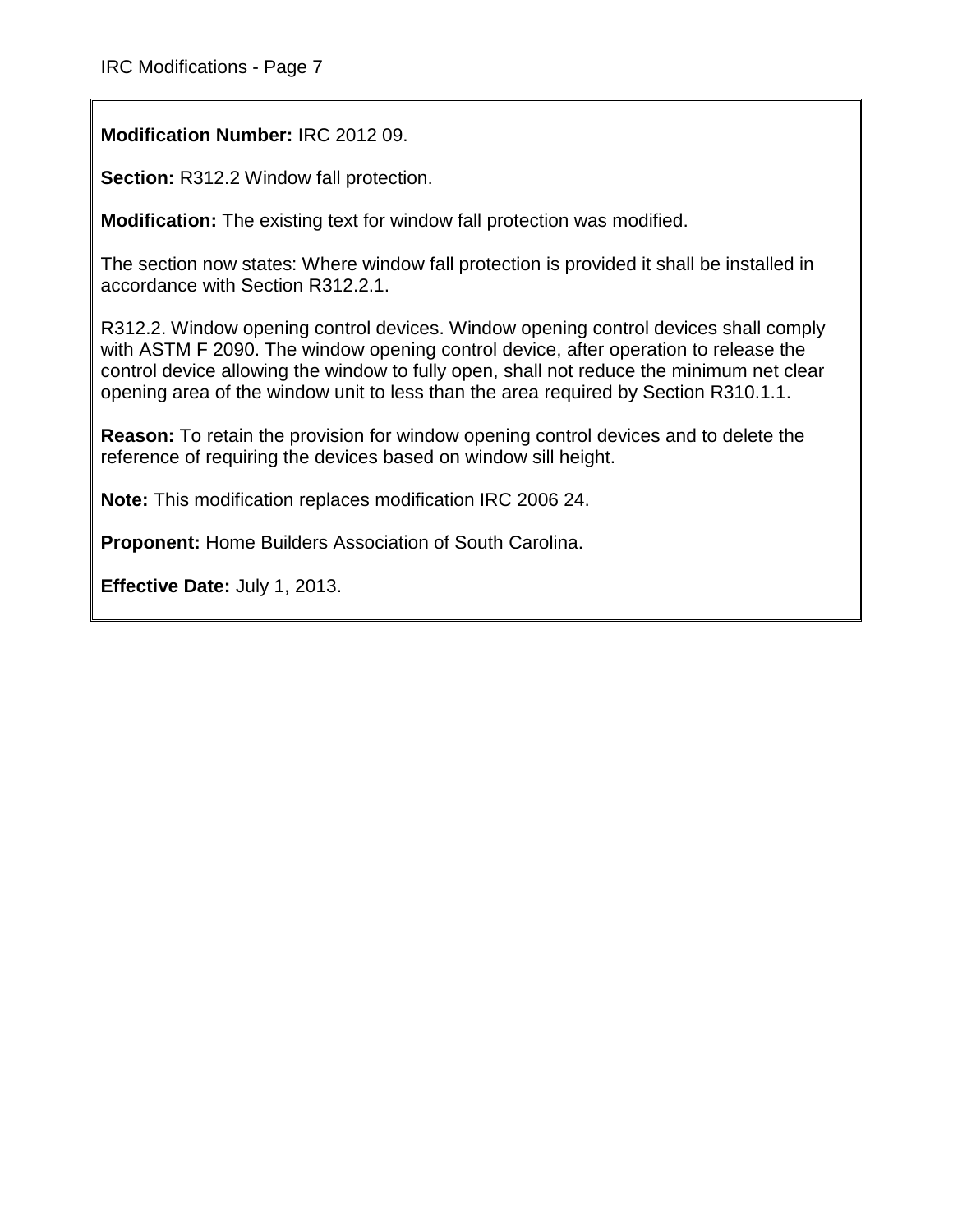**Modification Number:** IRC 2012 09.

**Section:** R312.2 Window fall protection.

**Modification:** The existing text for window fall protection was modified.

The section now states: Where window fall protection is provided it shall be installed in accordance with Section R312.2.1.

R312.2. Window opening control devices. Window opening control devices shall comply with ASTM F 2090. The window opening control device, after operation to release the control device allowing the window to fully open, shall not reduce the minimum net clear opening area of the window unit to less than the area required by Section R310.1.1.

**Reason:** To retain the provision for window opening control devices and to delete the reference of requiring the devices based on window sill height.

**Note:** This modification replaces modification IRC 2006 24.

**Proponent:** Home Builders Association of South Carolina.

**Effective Date:** July 1, 2013.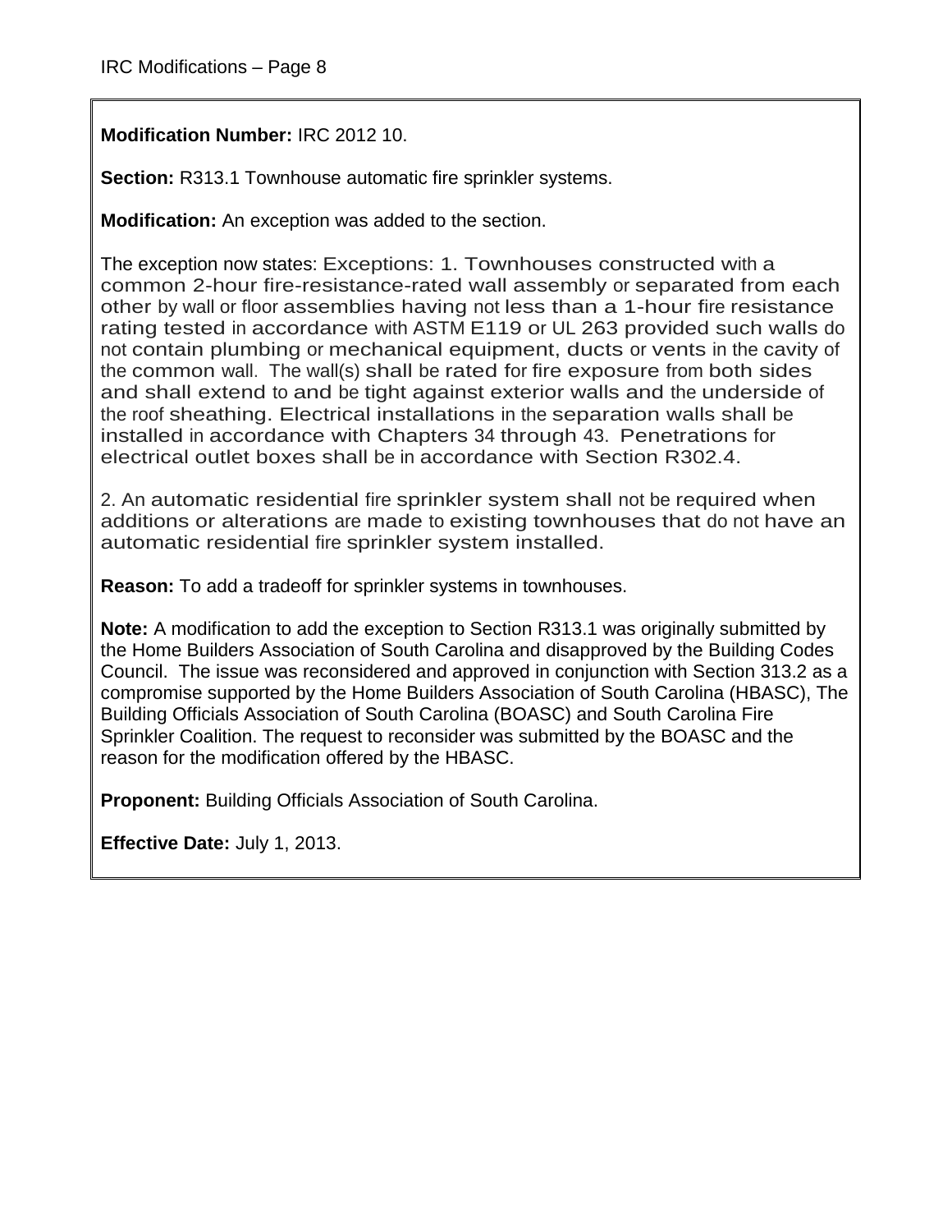**Modification Number:** IRC 2012 10.

**Section:** R313.1 Townhouse automatic fire sprinkler systems.

**Modification:** An exception was added to the section.

The exception now states: Exceptions: 1. Townhouses constructed with a common 2-hour fire-resistance-rated wall assembly or separated from each other by wall or floor assemblies having not less than a 1-hour fire resistance rating tested in accordance with ASTM E119 or UL 263 provided such walls do not contain plumbing or mechanical equipment, ducts or vents in the cavity of the common wall. The wall(s) shall be rated for fire exposure from both sides and shall extend to and be tight against exterior walls and the underside of the roof sheathing. Electrical installations in the separation walls shall be installed in accordance with Chapters 34 through 43. Penetrations for electrical outlet boxes shall be in accordance with Section R302.4.

2. An automatic residential fire sprinkler system shall not be required when additions or alterations are made to existing townhouses that do not have an automatic residential fire sprinkler system installed.

**Reason:** To add a tradeoff for sprinkler systems in townhouses.

**Note:** A modification to add the exception to Section R313.1 was originally submitted by the Home Builders Association of South Carolina and disapproved by the Building Codes Council. The issue was reconsidered and approved in conjunction with Section 313.2 as a compromise supported by the Home Builders Association of South Carolina (HBASC), The Building Officials Association of South Carolina (BOASC) and South Carolina Fire Sprinkler Coalition. The request to reconsider was submitted by the BOASC and the reason for the modification offered by the HBASC.

**Proponent:** Building Officials Association of South Carolina.

**Effective Date:** July 1, 2013.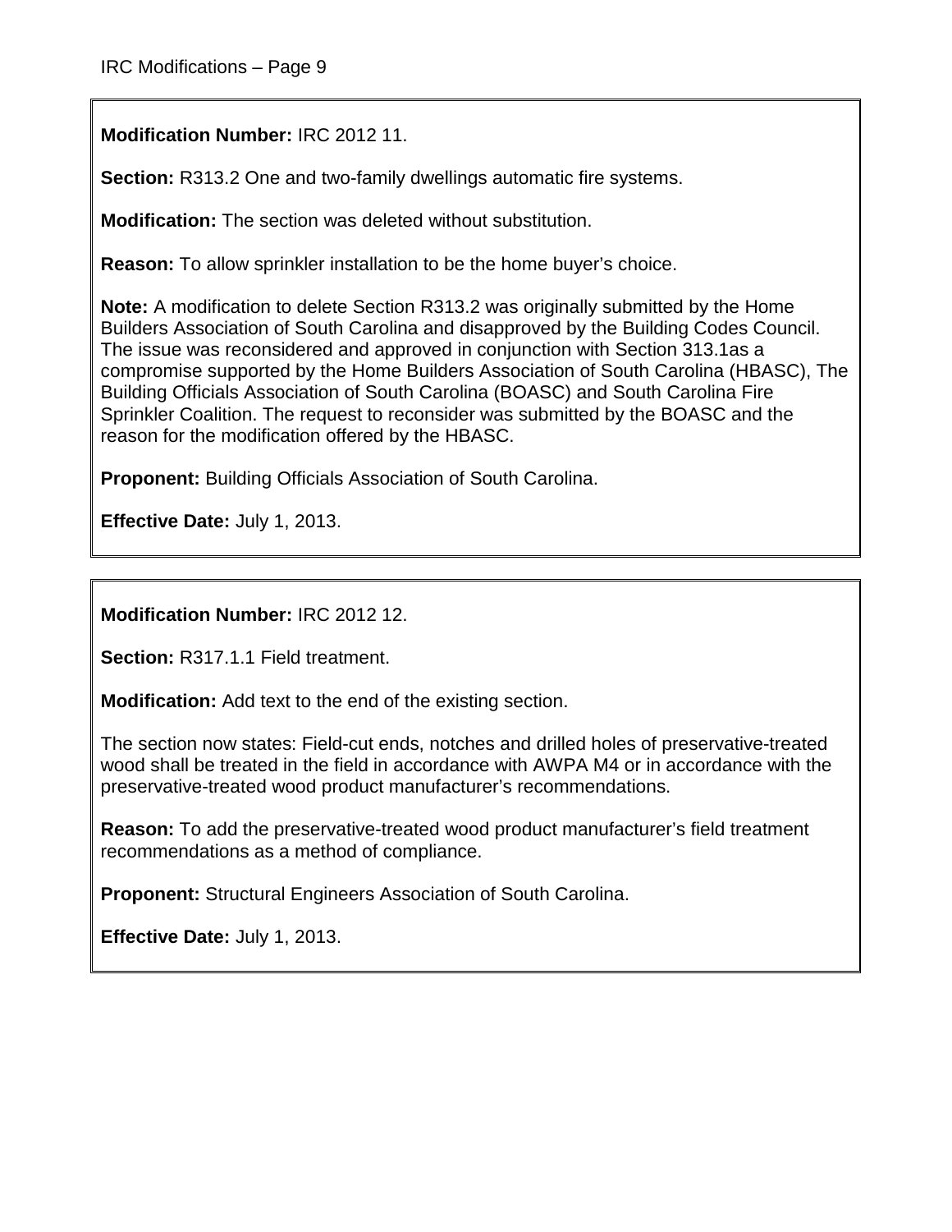**Modification Number:** IRC 2012 11.

**Section:** R313.2 One and two-family dwellings automatic fire systems.

**Modification:** The section was deleted without substitution.

**Reason:** To allow sprinkler installation to be the home buyer's choice.

**Note:** A modification to delete Section R313.2 was originally submitted by the Home Builders Association of South Carolina and disapproved by the Building Codes Council. The issue was reconsidered and approved in conjunction with Section 313.1as a compromise supported by the Home Builders Association of South Carolina (HBASC), The Building Officials Association of South Carolina (BOASC) and South Carolina Fire Sprinkler Coalition. The request to reconsider was submitted by the BOASC and the reason for the modification offered by the HBASC.

**Proponent:** Building Officials Association of South Carolina.

**Effective Date:** July 1, 2013.

---

**Modification Number:** IRC 2012 12.

**Section:** R317.1.1 Field treatment.

**Modification:** Add text to the end of the existing section.

The section now states: Field-cut ends, notches and drilled holes of preservative-treated wood shall be treated in the field in accordance with AWPA M4 or in accordance with the preservative-treated wood product manufacturer's recommendations.

**Reason:** To add the preservative-treated wood product manufacturer's field treatment recommendations as a method of compliance.

**Proponent:** Structural Engineers Association of South Carolina.

**Effective Date:** July 1, 2013.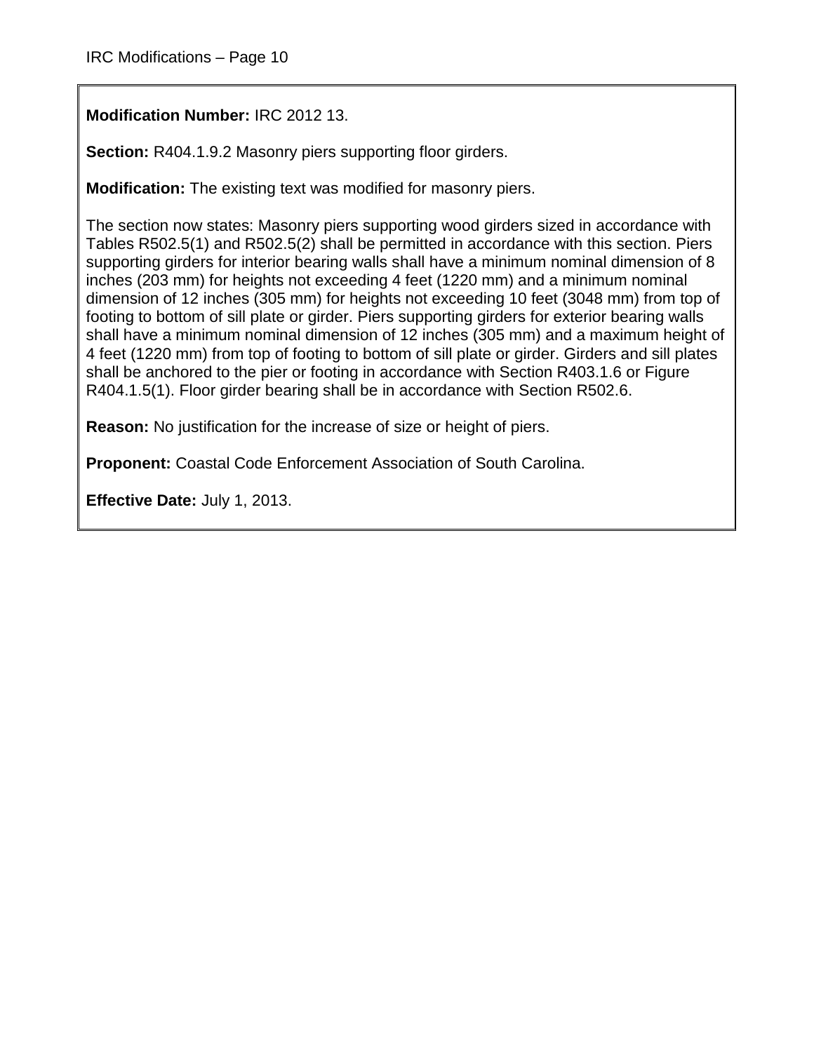**Modification Number:** IRC 2012 13.

**Section:** R404.1.9.2 Masonry piers supporting floor girders.

**Modification:** The existing text was modified for masonry piers.

The section now states: Masonry piers supporting wood girders sized in accordance with Tables R502.5(1) and R502.5(2) shall be permitted in accordance with this section. Piers supporting girders for interior bearing walls shall have a minimum nominal dimension of 8 inches (203 mm) for heights not exceeding 4 feet (1220 mm) and a minimum nominal dimension of 12 inches (305 mm) for heights not exceeding 10 feet (3048 mm) from top of footing to bottom of sill plate or girder. Piers supporting girders for exterior bearing walls shall have a minimum nominal dimension of 12 inches (305 mm) and a maximum height of 4 feet (1220 mm) from top of footing to bottom of sill plate or girder. Girders and sill plates shall be anchored to the pier or footing in accordance with Section R403.1.6 or Figure R404.1.5(1). Floor girder bearing shall be in accordance with Section R502.6.

**Reason:** No justification for the increase of size or height of piers.

**Proponent:** Coastal Code Enforcement Association of South Carolina.

**Effective Date:** July 1, 2013.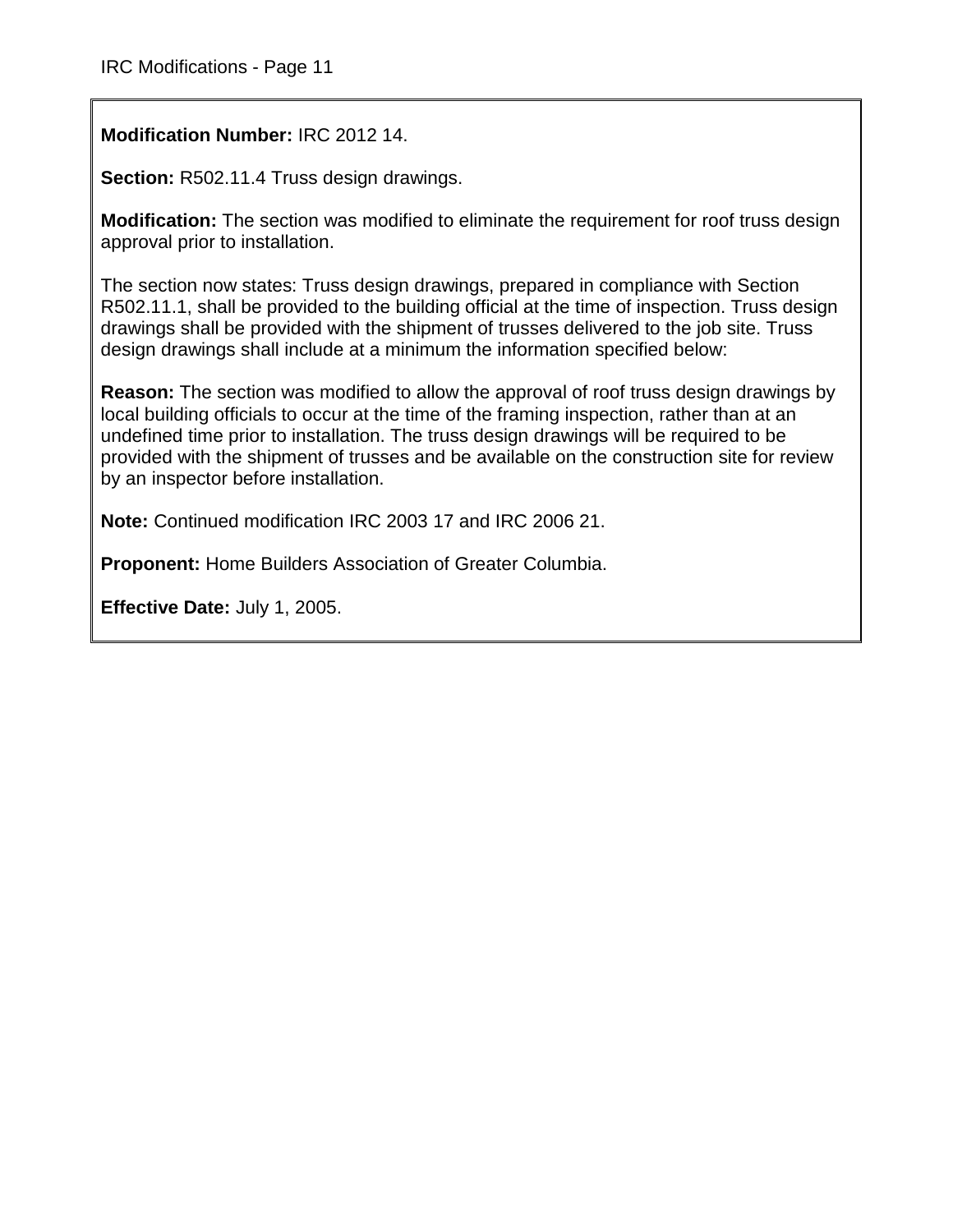**Modification Number:** IRC 2012 14.

**Section:** R502.11.4 Truss design drawings.

**Modification:** The section was modified to eliminate the requirement for roof truss design approval prior to installation.

The section now states: Truss design drawings, prepared in compliance with Section R502.11.1, shall be provided to the building official at the time of inspection. Truss design drawings shall be provided with the shipment of trusses delivered to the job site. Truss design drawings shall include at a minimum the information specified below:

**Reason:** The section was modified to allow the approval of roof truss design drawings by local building officials to occur at the time of the framing inspection, rather than at an undefined time prior to installation. The truss design drawings will be required to be provided with the shipment of trusses and be available on the construction site for review by an inspector before installation.

**Note:** Continued modification IRC 2003 17 and IRC 2006 21.

**Proponent:** Home Builders Association of Greater Columbia.

**Effective Date:** July 1, 2005.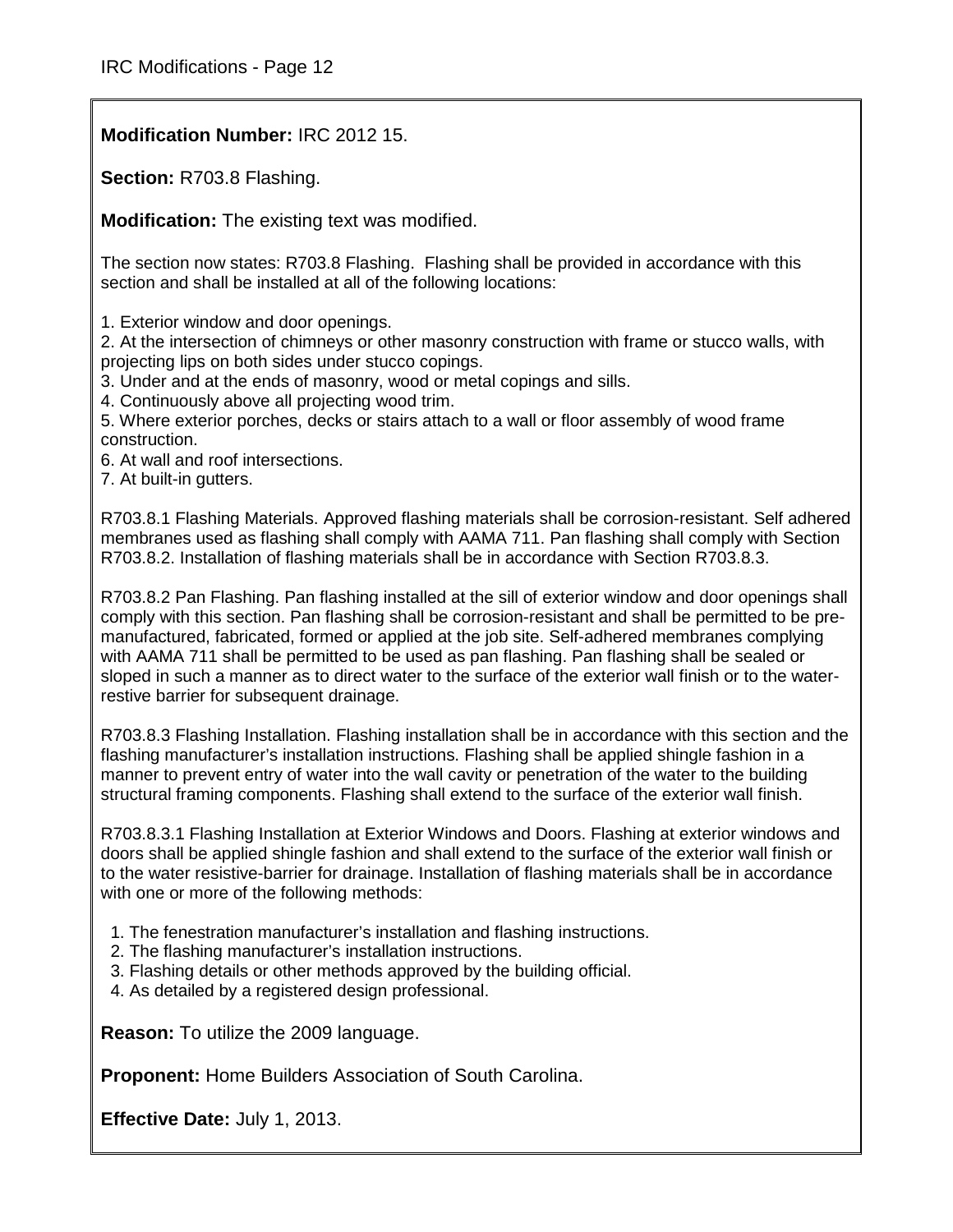**Modification Number:** IRC 2012 15.

**Section:** R703.8 Flashing.

**Modification:** The existing text was modified.

The section now states: R703.8 Flashing. Flashing shall be provided in accordance with this section and shall be installed at all of the following locations:

1. Exterior window and door openings.
2. At the intersection of chimneys or other masonry construction with frame or stucco walls, with projecting lips on both sides under stucco copings.
3. Under and at the ends of masonry, wood or metal copings and sills.
4. Continuously above all projecting wood trim.
5. Where exterior porches, decks or stairs attach to a wall or floor assembly of wood frame construction.
6. At wall and roof intersections.
7. At built-in gutters.

R703.8.1 Flashing Materials. Approved flashing materials shall be corrosion-resistant. Self adhered membranes used as flashing shall comply with AAMA 711. Pan flashing shall comply with Section R703.8.2. Installation of flashing materials shall be in accordance with Section R703.8.3.

R703.8.2 Pan Flashing. Pan flashing installed at the sill of exterior window and door openings shall comply with this section. Pan flashing shall be corrosion-resistant and shall be permitted to be pre-manufactured, fabricated, formed or applied at the job site. Self-adhered membranes complying with AAMA 711 shall be permitted to be used as pan flashing. Pan flashing shall be sealed or sloped in such a manner as to direct water to the surface of the exterior wall finish or to the water-restive barrier for subsequent drainage.

R703.8.3 Flashing Installation. Flashing installation shall be in accordance with this section and the flashing manufacturer's installation instructions. Flashing shall be applied shingle fashion in a manner to prevent entry of water into the wall cavity or penetration of the water to the building structural framing components. Flashing shall extend to the surface of the exterior wall finish.

R703.8.3.1 Flashing Installation at Exterior Windows and Doors. Flashing at exterior windows and doors shall be applied shingle fashion and shall extend to the surface of the exterior wall finish or to the water resistive-barrier for drainage. Installation of flashing materials shall be in accordance with one or more of the following methods:

1. The fenestration manufacturer's installation and flashing instructions.
2. The flashing manufacturer's installation instructions.
3. Flashing details or other methods approved by the building official.
4. As detailed by a registered design professional.

**Reason:** To utilize the 2009 language.

**Proponent:** Home Builders Association of South Carolina.

**Effective Date:** July 1, 2013.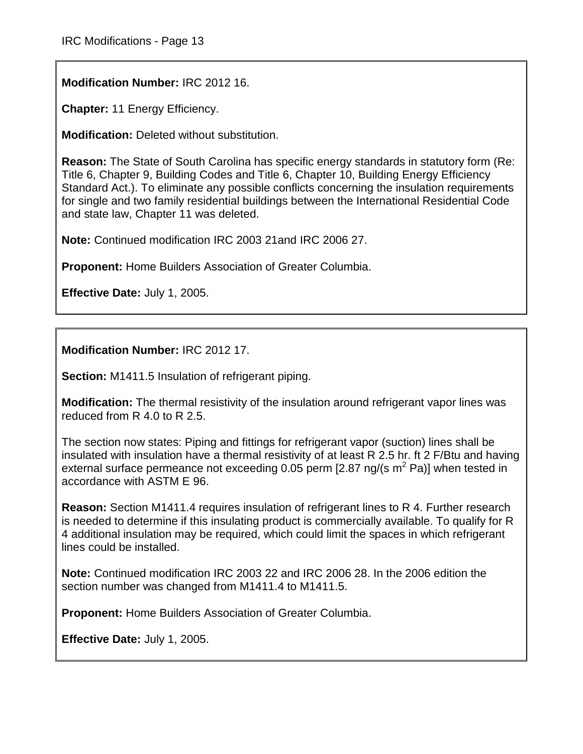**Modification Number:** IRC 2012 16.

**Chapter:** 11 Energy Efficiency.

**Modification:** Deleted without substitution.

**Reason:** The State of South Carolina has specific energy standards in statutory form (Re: Title 6, Chapter 9, Building Codes and Title 6, Chapter 10, Building Energy Efficiency Standard Act.). To eliminate any possible conflicts concerning the insulation requirements for single and two family residential buildings between the International Residential Code and state law, Chapter 11 was deleted.

**Note:** Continued modification IRC 2003 21and IRC 2006 27.

**Proponent:** Home Builders Association of Greater Columbia.

**Effective Date:** July 1, 2005.

---

**Modification Number:** IRC 2012 17.

**Section:** M1411.5 Insulation of refrigerant piping.

**Modification:** The thermal resistivity of the insulation around refrigerant vapor lines was reduced from R 4.0 to R 2.5.

The section now states: Piping and fittings for refrigerant vapor (suction) lines shall be insulated with insulation have a thermal resistivity of at least R 2.5 hr. ft 2 F/Btu and having external surface permeance not exceeding 0.05 perm [2.87 ng/(s $m^2$ Pa)] when tested in accordance with ASTM E 96.

**Reason:** Section M1411.4 requires insulation of refrigerant lines to R 4. Further research is needed to determine if this insulating product is commercially available. To qualify for R 4 additional insulation may be required, which could limit the spaces in which refrigerant lines could be installed.

**Note:** Continued modification IRC 2003 22 and IRC 2006 28. In the 2006 edition the section number was changed from M1411.4 to M1411.5.

**Proponent:** Home Builders Association of Greater Columbia.

**Effective Date:** July 1, 2005.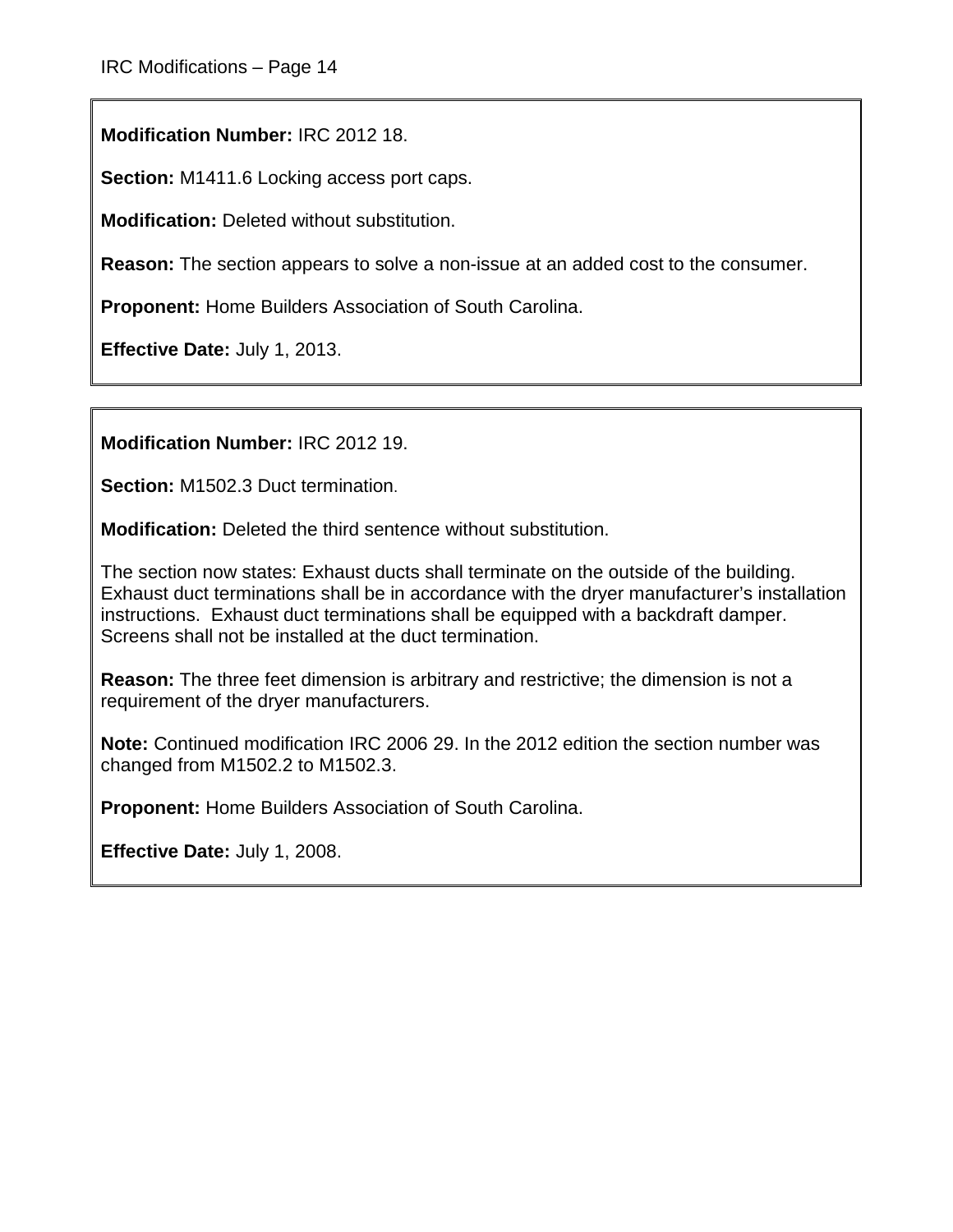**Modification Number:** IRC 2012 18.

**Section:** M1411.6 Locking access port caps.

**Modification:** Deleted without substitution.

**Reason:** The section appears to solve a non-issue at an added cost to the consumer.

**Proponent:** Home Builders Association of South Carolina.

**Effective Date:** July 1, 2013.

---

**Modification Number:** IRC 2012 19.

**Section:** M1502.3 Duct termination.

**Modification:** Deleted the third sentence without substitution.

The section now states: Exhaust ducts shall terminate on the outside of the building. Exhaust duct terminations shall be in accordance with the dryer manufacturer's installation instructions. Exhaust duct terminations shall be equipped with a backdraft damper. Screens shall not be installed at the duct termination.

**Reason:** The three feet dimension is arbitrary and restrictive; the dimension is not a requirement of the dryer manufacturers.

**Note:** Continued modification IRC 2006 29. In the 2012 edition the section number was changed from M1502.2 to M1502.3.

**Proponent:** Home Builders Association of South Carolina.

**Effective Date:** July 1, 2008.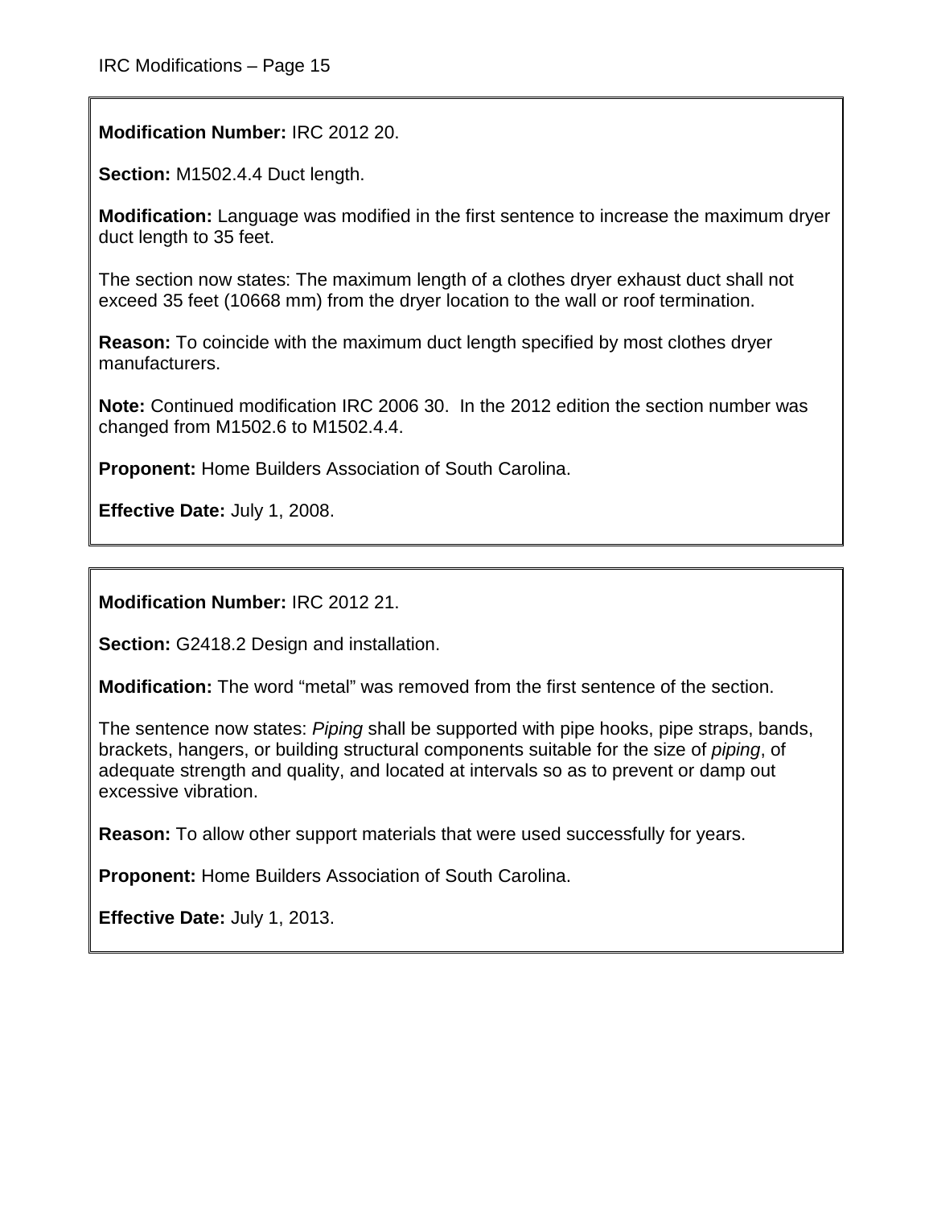**Modification Number:** IRC 2012 20.

**Section:** M1502.4.4 Duct length.

**Modification:** Language was modified in the first sentence to increase the maximum dryer duct length to 35 feet.

The section now states: The maximum length of a clothes dryer exhaust duct shall not exceed 35 feet (10668 mm) from the dryer location to the wall or roof termination.

**Reason:** To coincide with the maximum duct length specified by most clothes dryer manufacturers.

**Note:** Continued modification IRC 2006 30. In the 2012 edition the section number was changed from M1502.6 to M1502.4.4.

**Proponent:** Home Builders Association of South Carolina.

**Effective Date:** July 1, 2008.

---

**Modification Number:** IRC 2012 21.

**Section:** G2418.2 Design and installation.

**Modification:** The word "metal" was removed from the first sentence of the section.

The sentence now states: *Piping* shall be supported with pipe hooks, pipe straps, bands, brackets, hangers, or building structural components suitable for the size of *piping*, of adequate strength and quality, and located at intervals so as to prevent or damp out excessive vibration.

**Reason:** To allow other support materials that were used successfully for years.

**Proponent:** Home Builders Association of South Carolina.

**Effective Date:** July 1, 2013.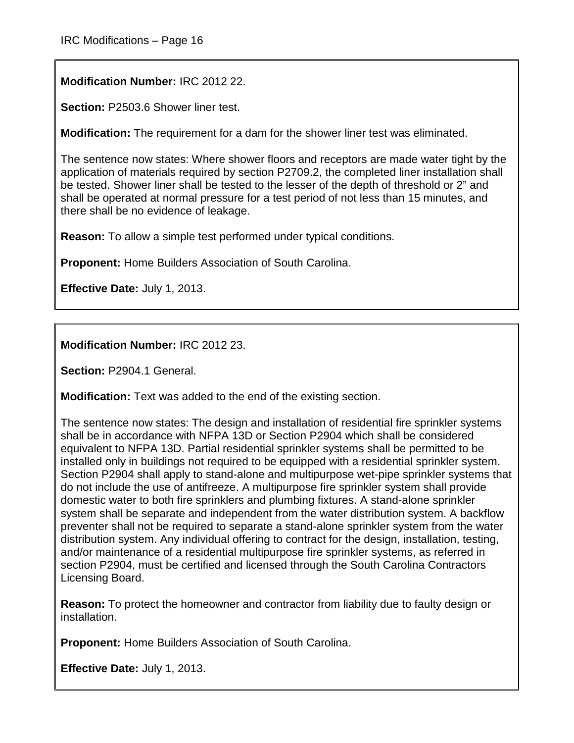**Modification Number:** IRC 2012 22.

**Section:** P2503.6 Shower liner test.

**Modification:** The requirement for a dam for the shower liner test was eliminated.

The sentence now states: Where shower floors and receptors are made water tight by the application of materials required by section P2709.2, the completed liner installation shall be tested. Shower liner shall be tested to the lesser of the depth of threshold or 2" and shall be operated at normal pressure for a test period of not less than 15 minutes, and there shall be no evidence of leakage.

**Reason:** To allow a simple test performed under typical conditions.

**Proponent:** Home Builders Association of South Carolina.

**Effective Date:** July 1, 2013.

---

**Modification Number:** IRC 2012 23.

**Section:** P2904.1 General.

**Modification:** Text was added to the end of the existing section.

The sentence now states: The design and installation of residential fire sprinkler systems shall be in accordance with NFPA 13D or Section P2904 which shall be considered equivalent to NFPA 13D. Partial residential sprinkler systems shall be permitted to be installed only in buildings not required to be equipped with a residential sprinkler system. Section P2904 shall apply to stand-alone and multipurpose wet-pipe sprinkler systems that do not include the use of antifreeze. A multipurpose fire sprinkler system shall provide domestic water to both fire sprinklers and plumbing fixtures. A stand-alone sprinkler system shall be separate and independent from the water distribution system. A backflow preventer shall not be required to separate a stand-alone sprinkler system from the water distribution system. Any individual offering to contract for the design, installation, testing, and/or maintenance of a residential multipurpose fire sprinkler systems, as referred in section P2904, must be certified and licensed through the South Carolina Contractors Licensing Board.

**Reason:** To protect the homeowner and contractor from liability due to faulty design or installation.

**Proponent:** Home Builders Association of South Carolina.

**Effective Date:** July 1, 2013.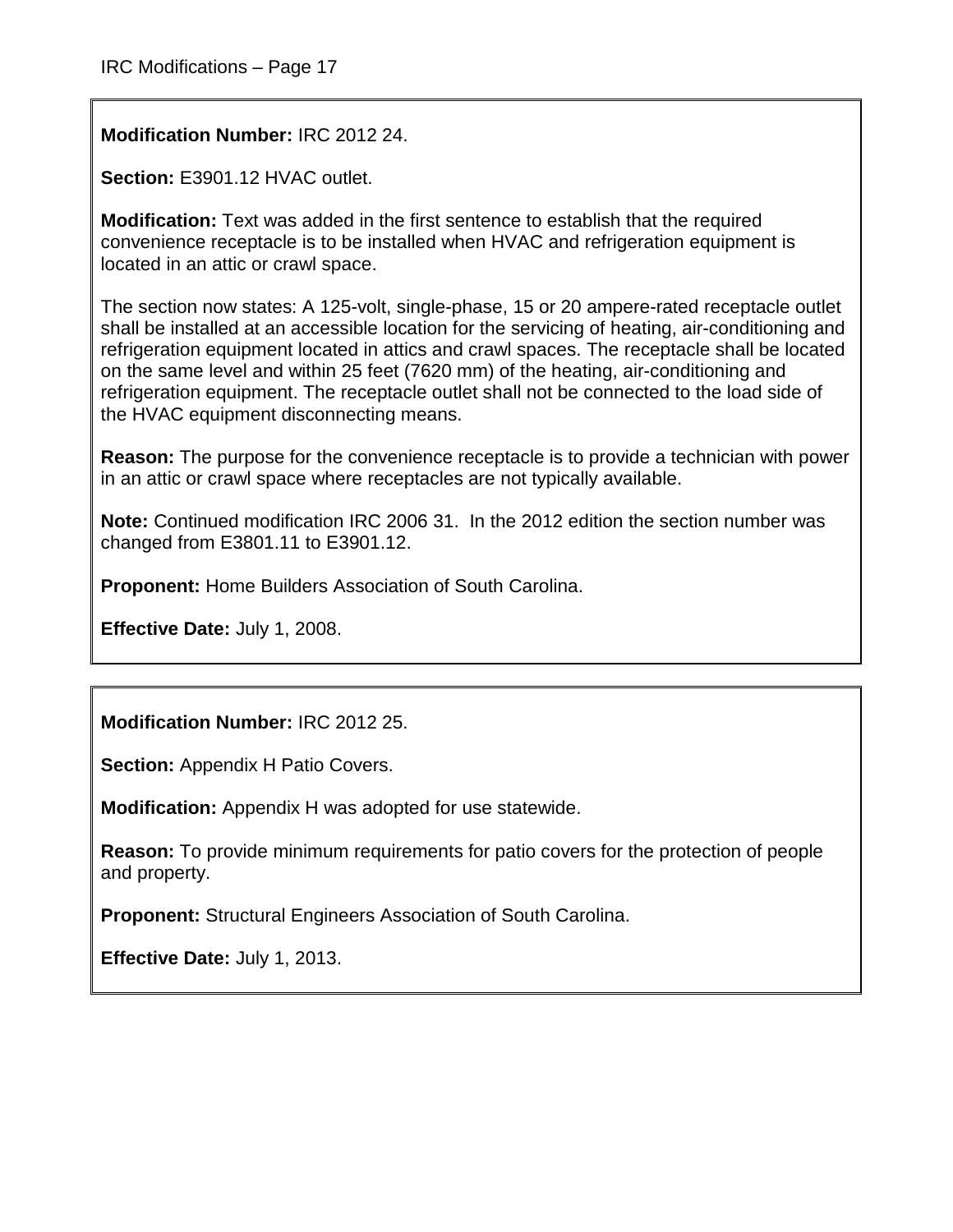**Modification Number:** IRC 2012 24.

**Section:** E3901.12 HVAC outlet.

**Modification:** Text was added in the first sentence to establish that the required convenience receptacle is to be installed when HVAC and refrigeration equipment is located in an attic or crawl space.

The section now states: A 125-volt, single-phase, 15 or 20 ampere-rated receptacle outlet shall be installed at an accessible location for the servicing of heating, air-conditioning and refrigeration equipment located in attics and crawl spaces. The receptacle shall be located on the same level and within 25 feet (7620 mm) of the heating, air-conditioning and refrigeration equipment. The receptacle outlet shall not be connected to the load side of the HVAC equipment disconnecting means.

**Reason:** The purpose for the convenience receptacle is to provide a technician with power in an attic or crawl space where receptacles are not typically available.

**Note:** Continued modification IRC 2006 31. In the 2012 edition the section number was changed from E3801.11 to E3901.12.

**Proponent:** Home Builders Association of South Carolina.

**Effective Date:** July 1, 2008.

---

**Modification Number:** IRC 2012 25.

**Section:** Appendix H Patio Covers.

**Modification:** Appendix H was adopted for use statewide.

**Reason:** To provide minimum requirements for patio covers for the protection of people and property.

**Proponent:** Structural Engineers Association of South Carolina.

**Effective Date:** July 1, 2013.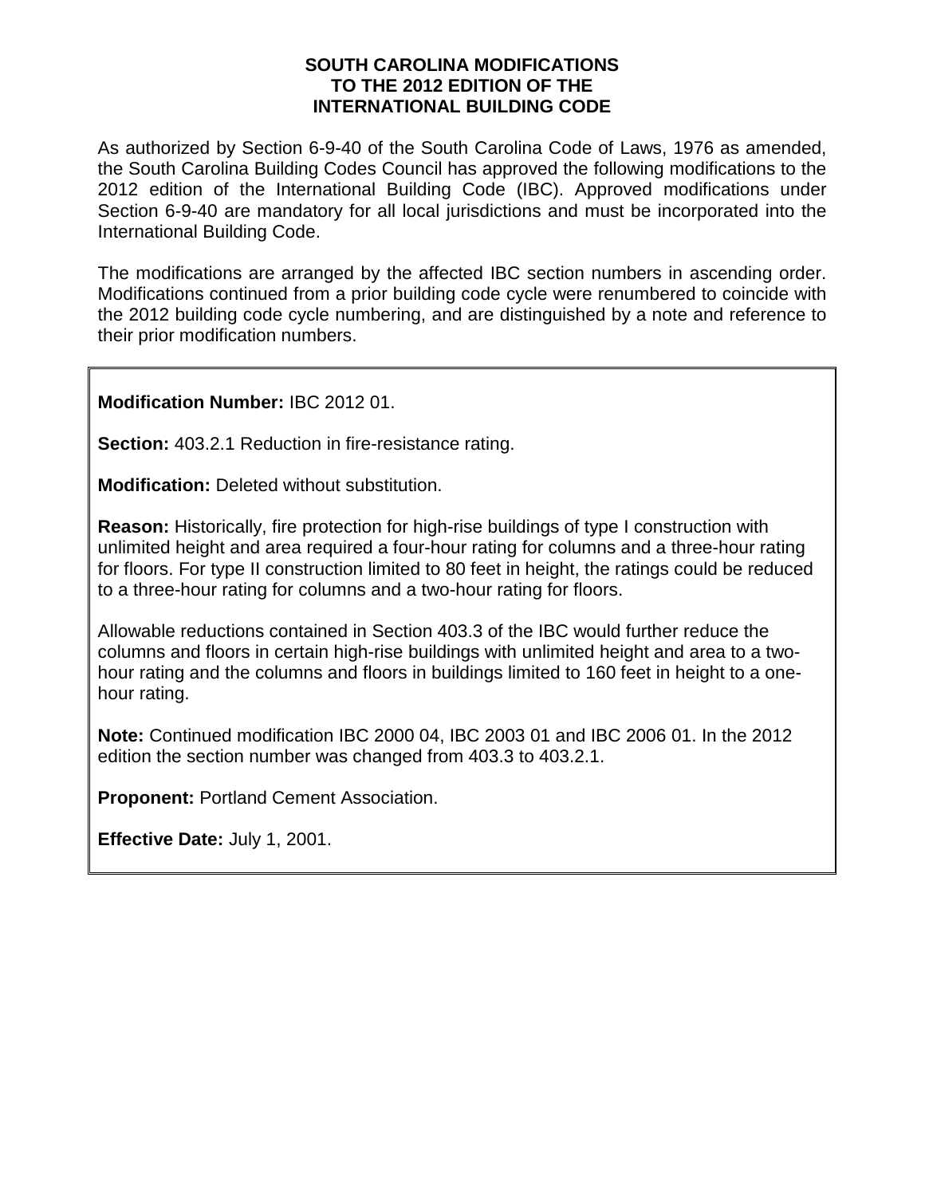# SOUTH CAROLINA MODIFICATIONS TO THE 2012 EDITION OF THE INTERNATIONAL BUILDING CODE

As authorized by Section 6-9-40 of the South Carolina Code of Laws, 1976 as amended, the South Carolina Building Codes Council has approved the following modifications to the 2012 edition of the International Building Code (IBC). Approved modifications under Section 6-9-40 are mandatory for all local jurisdictions and must be incorporated into the International Building Code.

The modifications are arranged by the affected IBC section numbers in ascending order. Modifications continued from a prior building code cycle were renumbered to coincide with the 2012 building code cycle numbering, and are distinguished by a note and reference to their prior modification numbers.

---

**Modification Number:** IBC 2012 01.

**Section:** 403.2.1 Reduction in fire-resistance rating.

**Modification:** Deleted without substitution.

**Reason:** Historically, fire protection for high-rise buildings of type I construction with unlimited height and area required a four-hour rating for columns and a three-hour rating for floors. For type II construction limited to 80 feet in height, the ratings could be reduced to a three-hour rating for columns and a two-hour rating for floors.

Allowable reductions contained in Section 403.3 of the IBC would further reduce the columns and floors in certain high-rise buildings with unlimited height and area to a two-hour rating and the columns and floors in buildings limited to 160 feet in height to a one-hour rating.

**Note:** Continued modification IBC 2000 04, IBC 2003 01 and IBC 2006 01. In the 2012 edition the section number was changed from 403.3 to 403.2.1.

**Proponent:** Portland Cement Association.

**Effective Date:** July 1, 2001.

---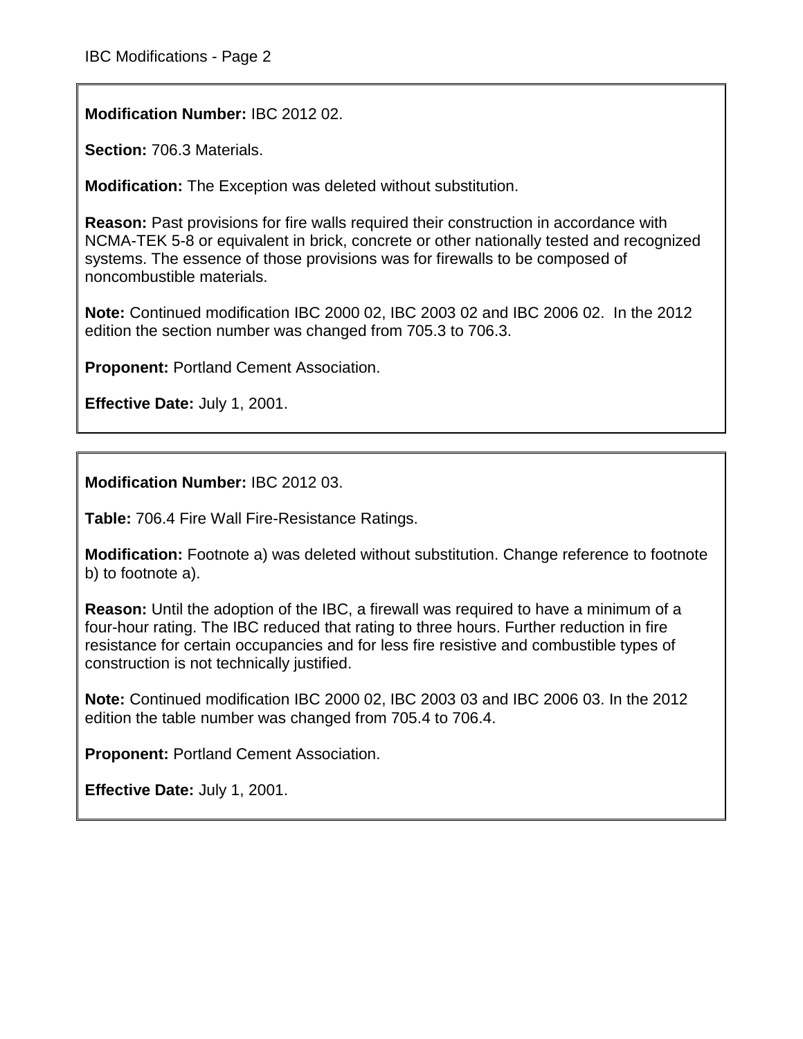**Modification Number:** IBC 2012 02.

**Section:** 706.3 Materials.

**Modification:** The Exception was deleted without substitution.

**Reason:** Past provisions for fire walls required their construction in accordance with NCMA-TEK 5-8 or equivalent in brick, concrete or other nationally tested and recognized systems. The essence of those provisions was for firewalls to be composed of noncombustible materials.

**Note:** Continued modification IBC 2000 02, IBC 2003 02 and IBC 2006 02. In the 2012 edition the section number was changed from 705.3 to 706.3.

**Proponent:** Portland Cement Association.

**Effective Date:** July 1, 2001.

---

**Modification Number:** IBC 2012 03.

**Table:** 706.4 Fire Wall Fire-Resistance Ratings.

**Modification:** Footnote a) was deleted without substitution. Change reference to footnote b) to footnote a).

**Reason:** Until the adoption of the IBC, a firewall was required to have a minimum of a four-hour rating. The IBC reduced that rating to three hours. Further reduction in fire resistance for certain occupancies and for less fire resistive and combustible types of construction is not technically justified.

**Note:** Continued modification IBC 2000 02, IBC 2003 03 and IBC 2006 03. In the 2012 edition the table number was changed from 705.4 to 706.4.

**Proponent:** Portland Cement Association.

**Effective Date:** July 1, 2001.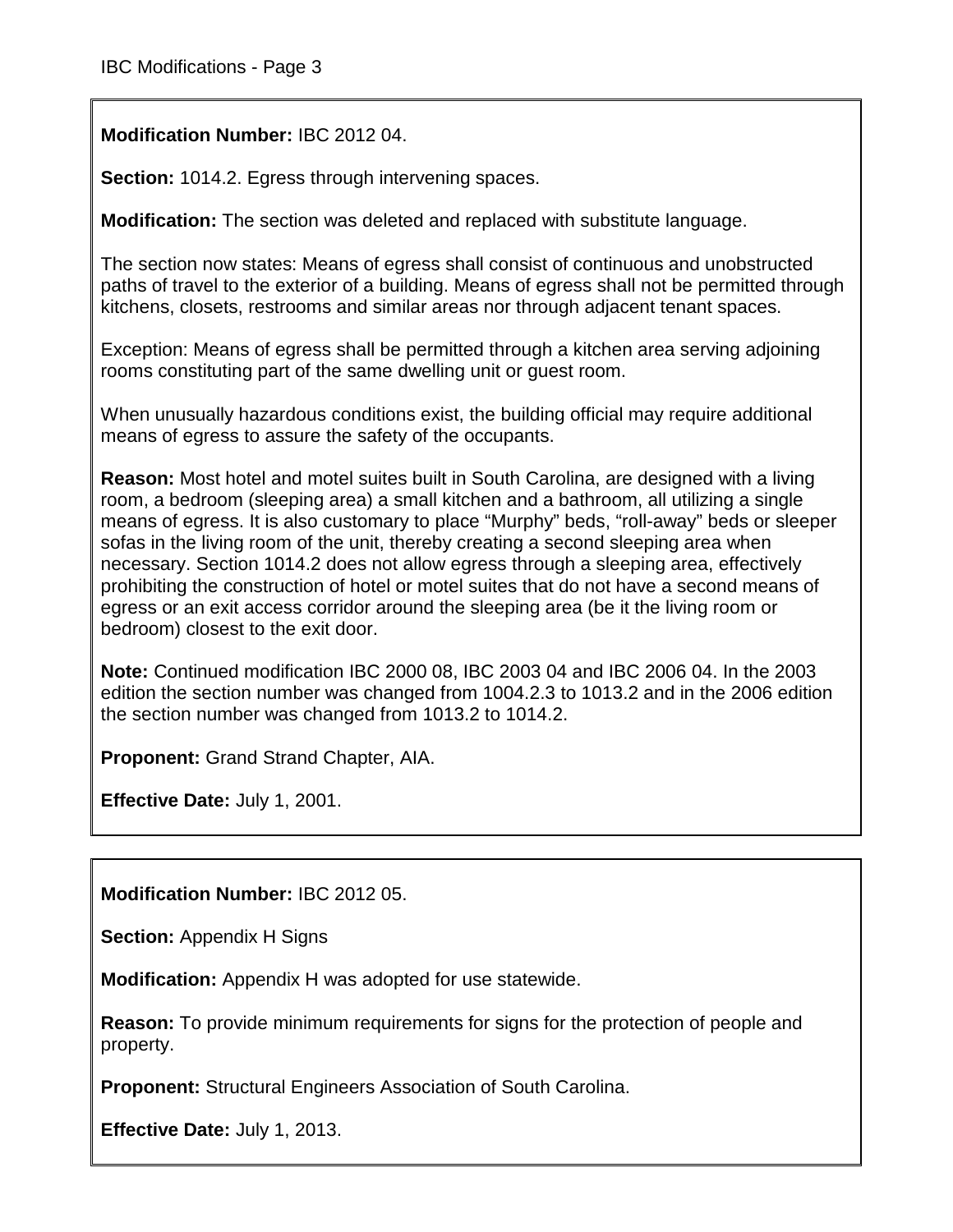**Modification Number:** IBC 2012 04.

**Section:** 1014.2. Egress through intervening spaces.

**Modification:** The section was deleted and replaced with substitute language.

The section now states: Means of egress shall consist of continuous and unobstructed paths of travel to the exterior of a building. Means of egress shall not be permitted through kitchens, closets, restrooms and similar areas nor through adjacent tenant spaces.

Exception: Means of egress shall be permitted through a kitchen area serving adjoining rooms constituting part of the same dwelling unit or guest room.

When unusually hazardous conditions exist, the building official may require additional means of egress to assure the safety of the occupants.

**Reason:** Most hotel and motel suites built in South Carolina, are designed with a living room, a bedroom (sleeping area) a small kitchen and a bathroom, all utilizing a single means of egress. It is also customary to place "Murphy" beds, "roll-away" beds or sleeper sofas in the living room of the unit, thereby creating a second sleeping area when necessary. Section 1014.2 does not allow egress through a sleeping area, effectively prohibiting the construction of hotel or motel suites that do not have a second means of egress or an exit access corridor around the sleeping area (be it the living room or bedroom) closest to the exit door.

**Note:** Continued modification IBC 2000 08, IBC 2003 04 and IBC 2006 04. In the 2003 edition the section number was changed from 1004.2.3 to 1013.2 and in the 2006 edition the section number was changed from 1013.2 to 1014.2.

**Proponent:** Grand Strand Chapter, AIA.

**Effective Date:** July 1, 2001.

---

**Modification Number:** IBC 2012 05.

**Section:** Appendix H Signs

**Modification:** Appendix H was adopted for use statewide.

**Reason:** To provide minimum requirements for signs for the protection of people and property.

**Proponent:** Structural Engineers Association of South Carolina.

**Effective Date:** July 1, 2013.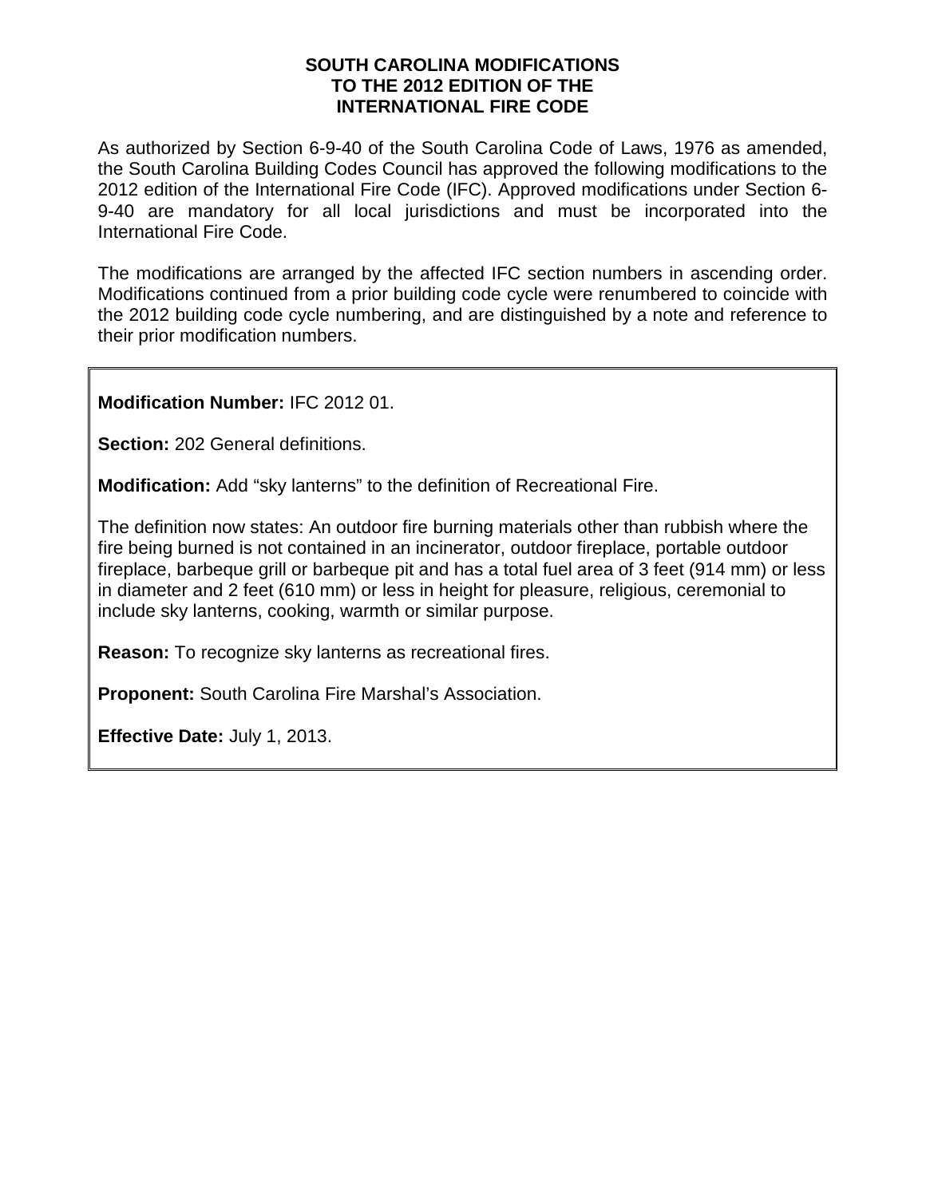**SOUTH CAROLINA MODIFICATIONS**
**TO THE 2012 EDITION OF THE**
**INTERNATIONAL FIRE CODE**

As authorized by Section 6-9-40 of the South Carolina Code of Laws, 1976 as amended, the South Carolina Building Codes Council has approved the following modifications to the 2012 edition of the International Fire Code (IFC). Approved modifications under Section 6-9-40 are mandatory for all local jurisdictions and must be incorporated into the International Fire Code.

The modifications are arranged by the affected IFC section numbers in ascending order. Modifications continued from a prior building code cycle were renumbered to coincide with the 2012 building code cycle numbering, and are distinguished by a note and reference to their prior modification numbers.

**Modification Number:** IFC 2012 01.

**Section:** 202 General definitions.

**Modification:** Add “sky lanterns” to the definition of Recreational Fire.

The definition now states: An outdoor fire burning materials other than rubbish where the fire being burned is not contained in an incinerator, outdoor fireplace, portable outdoor fireplace, barbeque grill or barbeque pit and has a total fuel area of 3 feet (914 mm) or less in diameter and 2 feet (610 mm) or less in height for pleasure, religious, ceremonial to include sky lanterns, cooking, warmth or similar purpose.

**Reason:** To recognize sky lanterns as recreational fires.

**Proponent:** South Carolina Fire Marshal’s Association.

**Effective Date:** July 1, 2013.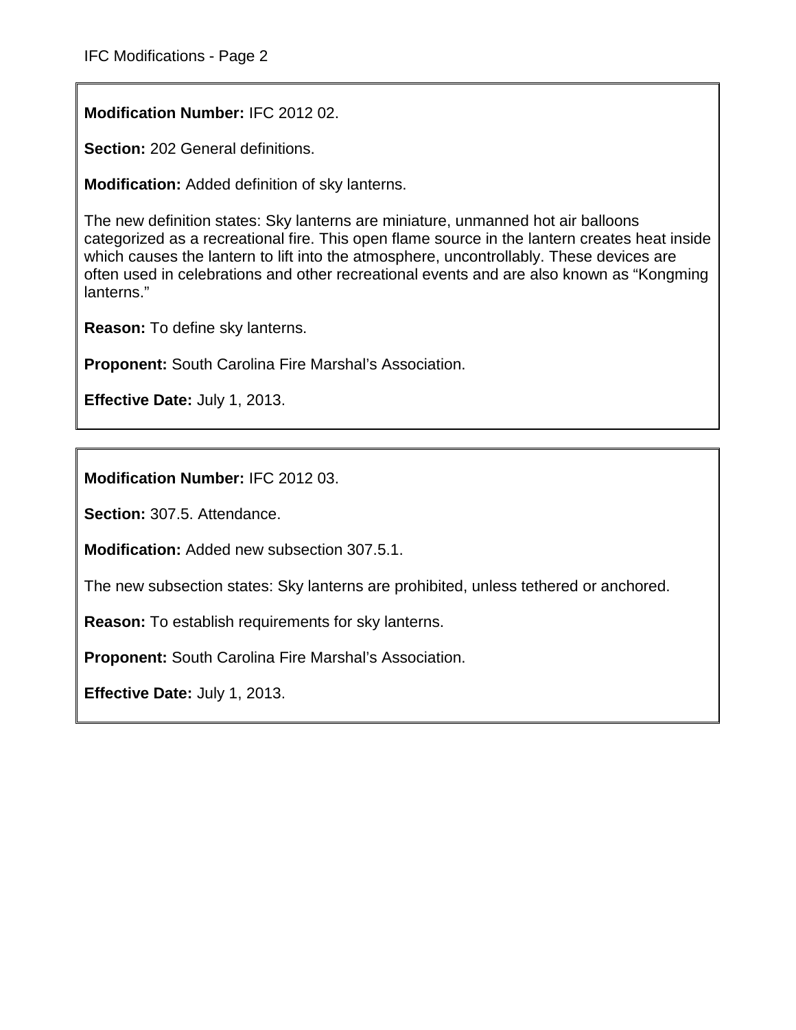**Modification Number:** IFC 2012 02.

**Section:** 202 General definitions.

**Modification:** Added definition of sky lanterns.

The new definition states: Sky lanterns are miniature, unmanned hot air balloons categorized as a recreational fire. This open flame source in the lantern creates heat inside which causes the lantern to lift into the atmosphere, uncontrollably. These devices are often used in celebrations and other recreational events and are also known as "Kongming lanterns."

**Reason:** To define sky lanterns.

**Proponent:** South Carolina Fire Marshal's Association.

**Effective Date:** July 1, 2013.

---

**Modification Number:** IFC 2012 03.

**Section:** 307.5. Attendance.

**Modification:** Added new subsection 307.5.1.

The new subsection states: Sky lanterns are prohibited, unless tethered or anchored.

**Reason:** To establish requirements for sky lanterns.

**Proponent:** South Carolina Fire Marshal's Association.

**Effective Date:** July 1, 2013.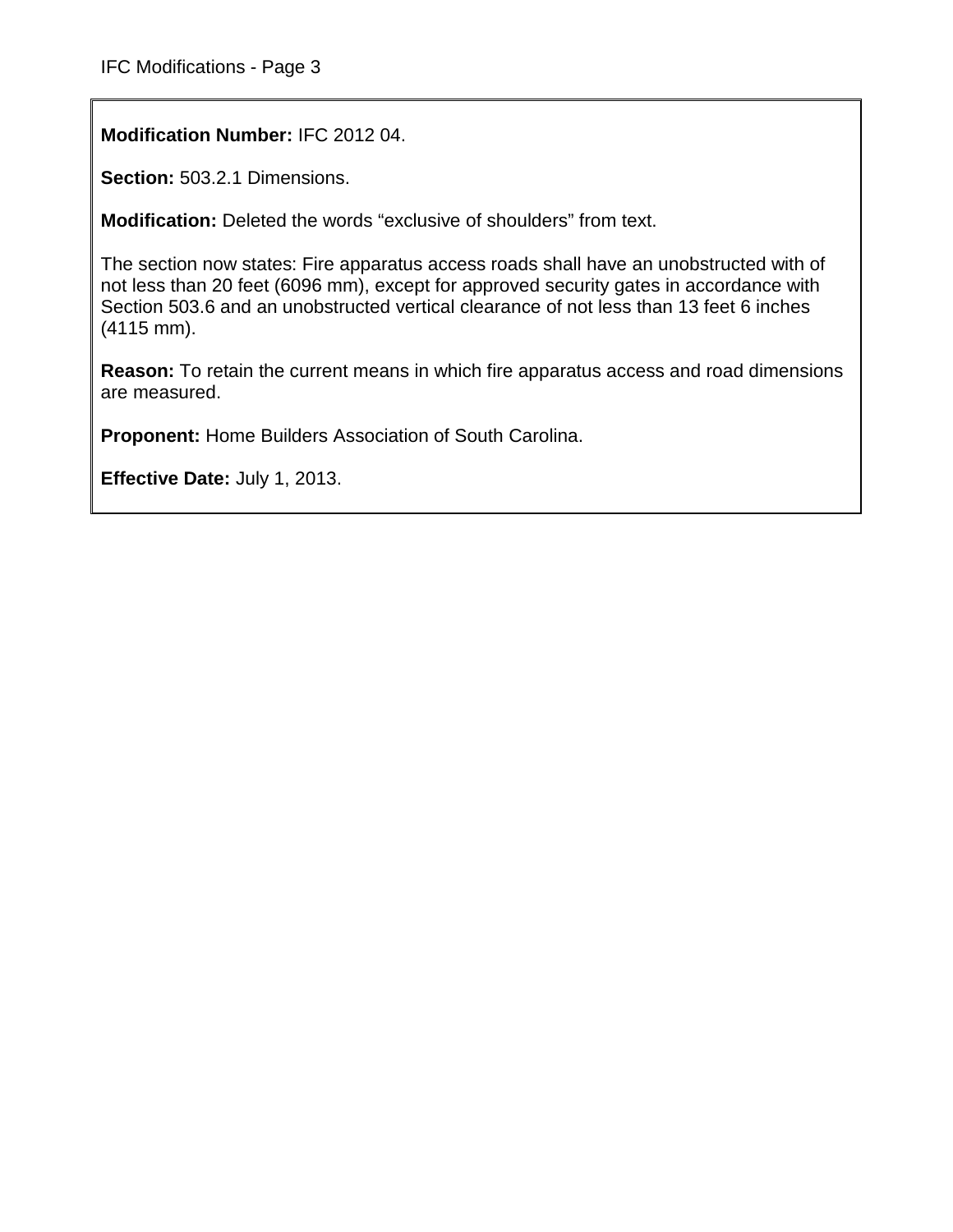**Modification Number:** IFC 2012 04.

**Section:** 503.2.1 Dimensions.

**Modification:** Deleted the words "exclusive of shoulders" from text.

The section now states: Fire apparatus access roads shall have an unobstructed with of not less than 20 feet (6096 mm), except for approved security gates in accordance with Section 503.6 and an unobstructed vertical clearance of not less than 13 feet 6 inches (4115 mm).

**Reason:** To retain the current means in which fire apparatus access and road dimensions are measured.

**Proponent:** Home Builders Association of South Carolina.

**Effective Date:** July 1, 2013.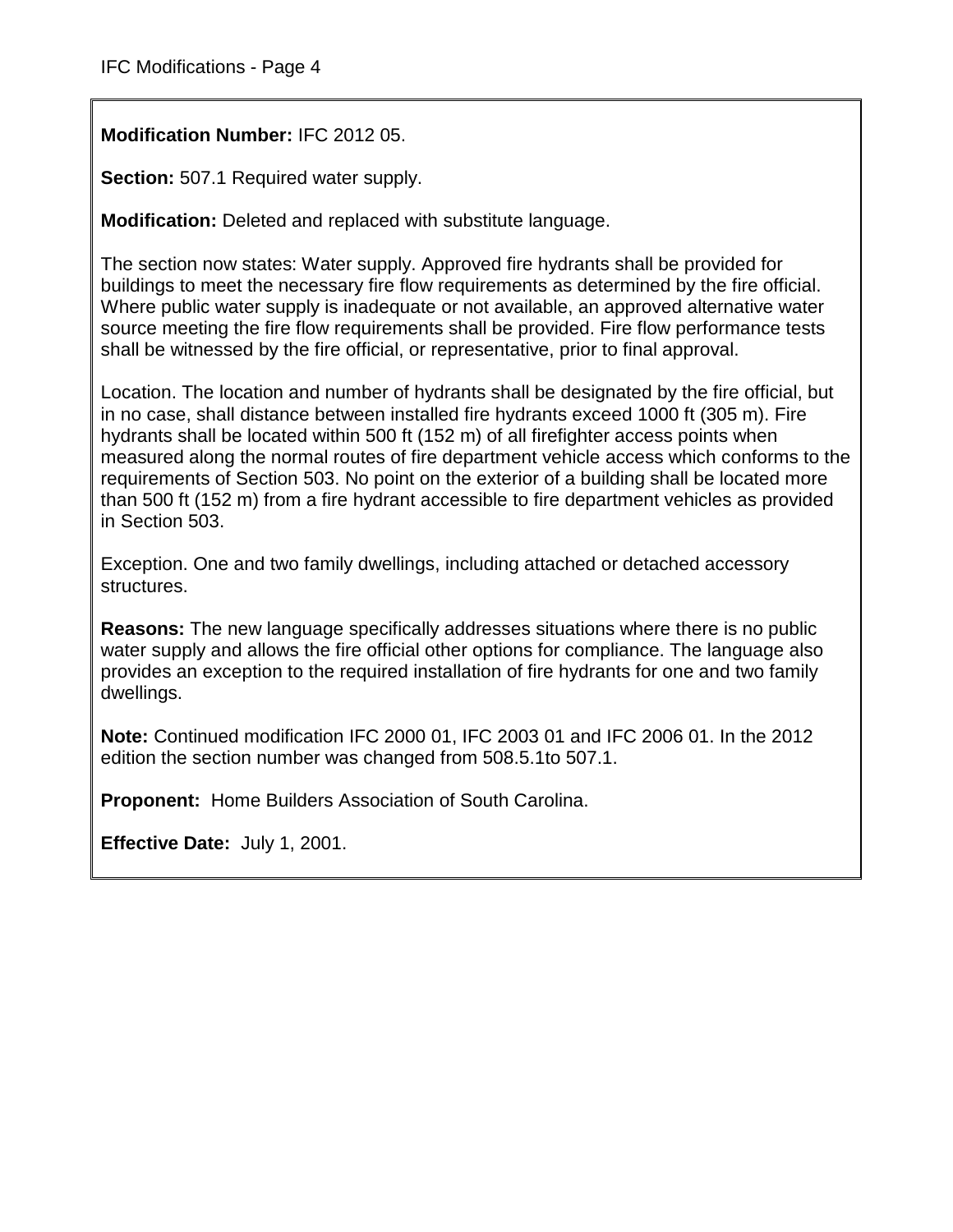**Modification Number:** IFC 2012 05.

**Section:** 507.1 Required water supply.

**Modification:** Deleted and replaced with substitute language.

The section now states: Water supply. Approved fire hydrants shall be provided for buildings to meet the necessary fire flow requirements as determined by the fire official. Where public water supply is inadequate or not available, an approved alternative water source meeting the fire flow requirements shall be provided. Fire flow performance tests shall be witnessed by the fire official, or representative, prior to final approval.

Location. The location and number of hydrants shall be designated by the fire official, but in no case, shall distance between installed fire hydrants exceed 1000 ft (305 m). Fire hydrants shall be located within 500 ft (152 m) of all firefighter access points when measured along the normal routes of fire department vehicle access which conforms to the requirements of Section 503. No point on the exterior of a building shall be located more than 500 ft (152 m) from a fire hydrant accessible to fire department vehicles as provided in Section 503.

Exception. One and two family dwellings, including attached or detached accessory structures.

**Reasons:** The new language specifically addresses situations where there is no public water supply and allows the fire official other options for compliance. The language also provides an exception to the required installation of fire hydrants for one and two family dwellings.

**Note:** Continued modification IFC 2000 01, IFC 2003 01 and IFC 2006 01. In the 2012 edition the section number was changed from 508.5.1to 507.1.

**Proponent:** Home Builders Association of South Carolina.

**Effective Date:** July 1, 2001.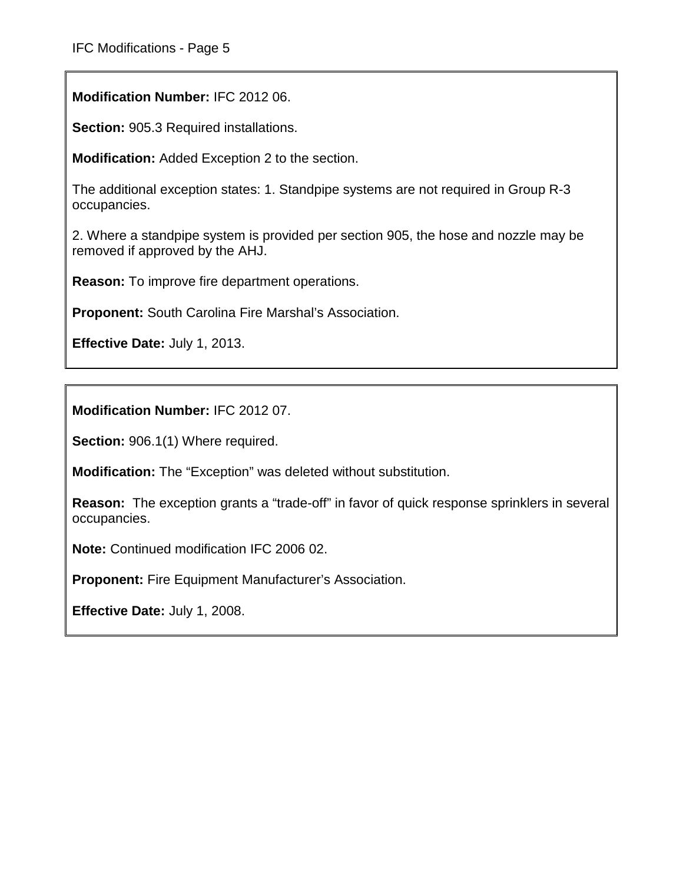**Modification Number:** IFC 2012 06.

**Section:** 905.3 Required installations.

**Modification:** Added Exception 2 to the section.

The additional exception states: 1. Standpipe systems are not required in Group R-3 occupancies.

2. Where a standpipe system is provided per section 905, the hose and nozzle may be removed if approved by the AHJ.

**Reason:** To improve fire department operations.

**Proponent:** South Carolina Fire Marshal's Association.

**Effective Date:** July 1, 2013.

---

**Modification Number:** IFC 2012 07.

**Section:** 906.1(1) Where required.

**Modification:** The "Exception" was deleted without substitution.

**Reason:** The exception grants a "trade-off" in favor of quick response sprinklers in several occupancies.

**Note:** Continued modification IFC 2006 02.

**Proponent:** Fire Equipment Manufacturer's Association.

**Effective Date:** July 1, 2008.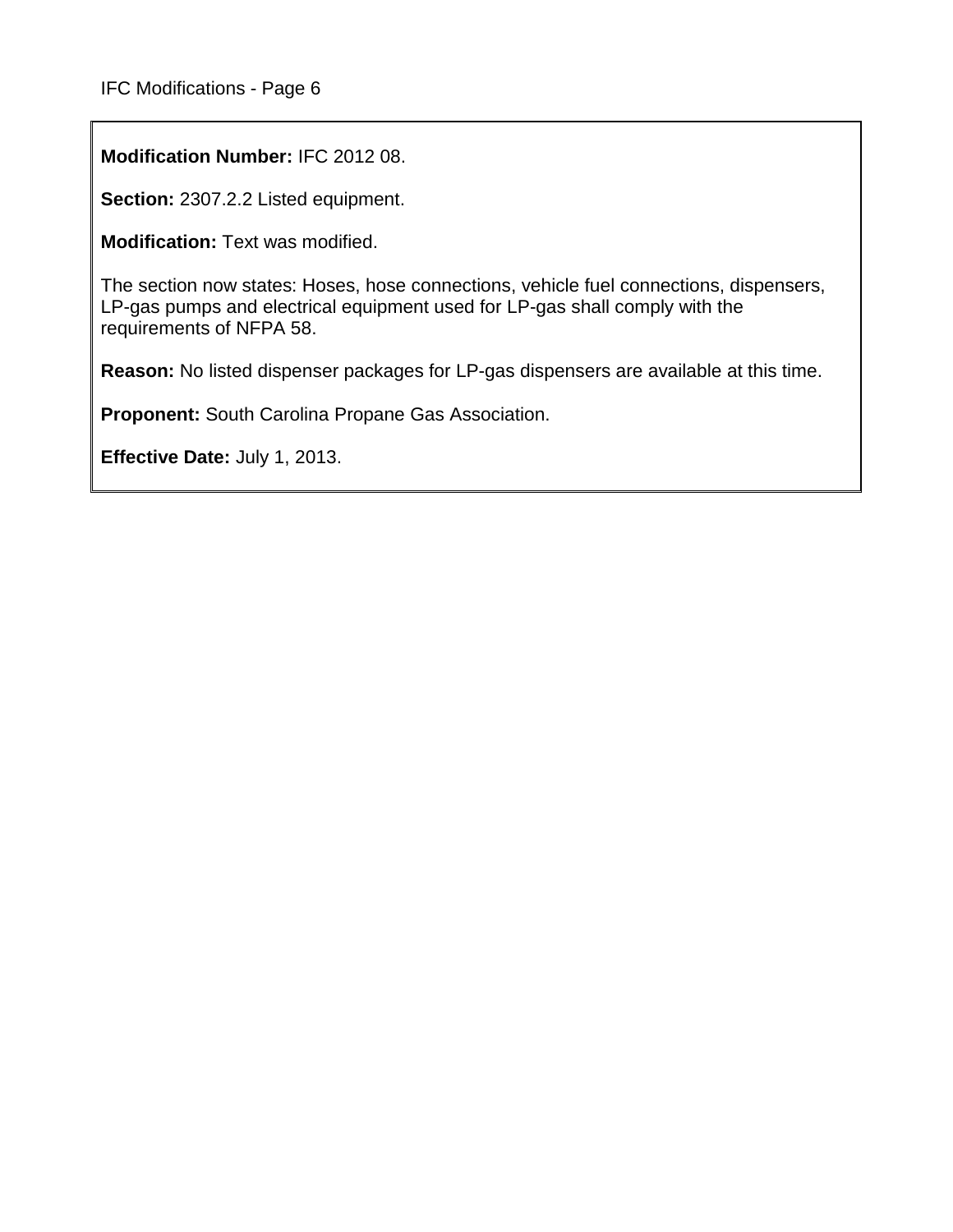**Modification Number:** IFC 2012 08.

**Section:** 2307.2.2 Listed equipment.

**Modification:** Text was modified.

The section now states: Hoses, hose connections, vehicle fuel connections, dispensers, LP-gas pumps and electrical equipment used for LP-gas shall comply with the requirements of NFPA 58.

**Reason:** No listed dispenser packages for LP-gas dispensers are available at this time.

**Proponent:** South Carolina Propane Gas Association.

**Effective Date:** July 1, 2013.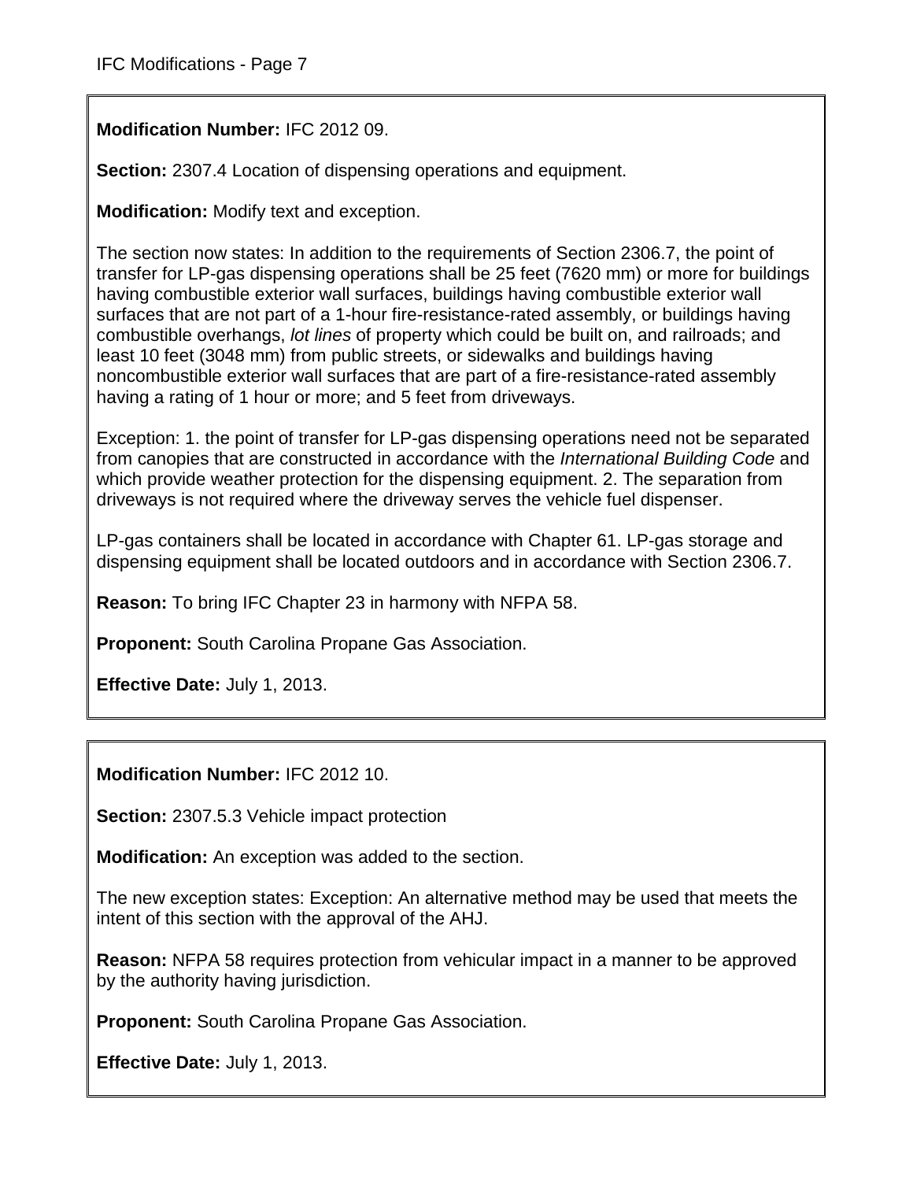**Modification Number:** IFC 2012 09.

**Section:** 2307.4 Location of dispensing operations and equipment.

**Modification:** Modify text and exception.

The section now states: In addition to the requirements of Section 2306.7, the point of transfer for LP-gas dispensing operations shall be 25 feet (7620 mm) or more for buildings having combustible exterior wall surfaces, buildings having combustible exterior wall surfaces that are not part of a 1-hour fire-resistance-rated assembly, or buildings having combustible overhangs, *lot lines* of property which could be built on, and railroads; and least 10 feet (3048 mm) from public streets, or sidewalks and buildings having noncombustible exterior wall surfaces that are part of a fire-resistance-rated assembly having a rating of 1 hour or more; and 5 feet from driveways.

Exception: 1. the point of transfer for LP-gas dispensing operations need not be separated from canopies that are constructed in accordance with the *International Building Code* and which provide weather protection for the dispensing equipment. 2. The separation from driveways is not required where the driveway serves the vehicle fuel dispenser.

LP-gas containers shall be located in accordance with Chapter 61. LP-gas storage and dispensing equipment shall be located outdoors and in accordance with Section 2306.7.

**Reason:** To bring IFC Chapter 23 in harmony with NFPA 58.

**Proponent:** South Carolina Propane Gas Association.

**Effective Date:** July 1, 2013.

---

**Modification Number:** IFC 2012 10.

**Section:** 2307.5.3 Vehicle impact protection

**Modification:** An exception was added to the section.

The new exception states: Exception: An alternative method may be used that meets the intent of this section with the approval of the AHJ.

**Reason:** NFPA 58 requires protection from vehicular impact in a manner to be approved by the authority having jurisdiction.

**Proponent:** South Carolina Propane Gas Association.

**Effective Date:** July 1, 2013.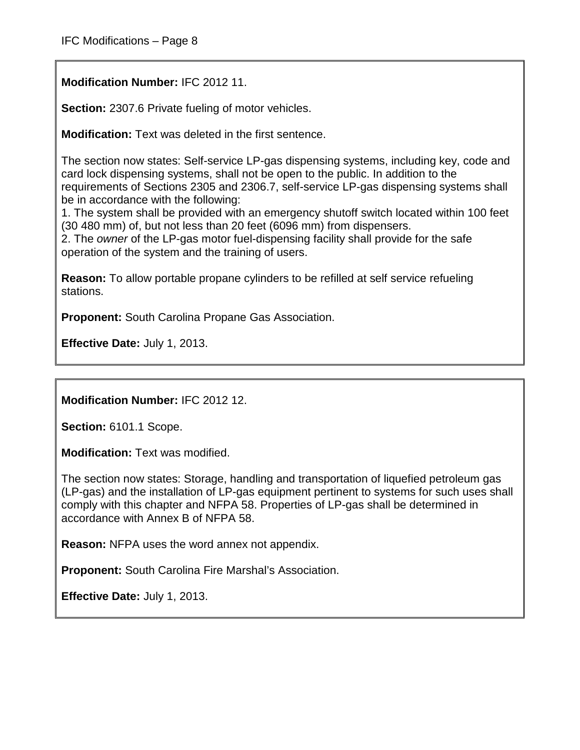**Modification Number:** IFC 2012 11.

**Section:** 2307.6 Private fueling of motor vehicles.

**Modification:** Text was deleted in the first sentence.

The section now states: Self-service LP-gas dispensing systems, including key, code and card lock dispensing systems, shall not be open to the public. In addition to the requirements of Sections 2305 and 2306.7, self-service LP-gas dispensing systems shall be in accordance with the following:

1. The system shall be provided with an emergency shutoff switch located within 100 feet (30 480 mm) of, but not less than 20 feet (6096 mm) from dispensers.
2. The *owner* of the LP-gas motor fuel-dispensing facility shall provide for the safe operation of the system and the training of users.

**Reason:** To allow portable propane cylinders to be refilled at self service refueling stations.

**Proponent:** South Carolina Propane Gas Association.

**Effective Date:** July 1, 2013.

---

**Modification Number:** IFC 2012 12.

**Section:** 6101.1 Scope.

**Modification:** Text was modified.

The section now states: Storage, handling and transportation of liquefied petroleum gas (LP-gas) and the installation of LP-gas equipment pertinent to systems for such uses shall comply with this chapter and NFPA 58. Properties of LP-gas shall be determined in accordance with Annex B of NFPA 58.

**Reason:** NFPA uses the word annex not appendix.

**Proponent:** South Carolina Fire Marshal's Association.

**Effective Date:** July 1, 2013.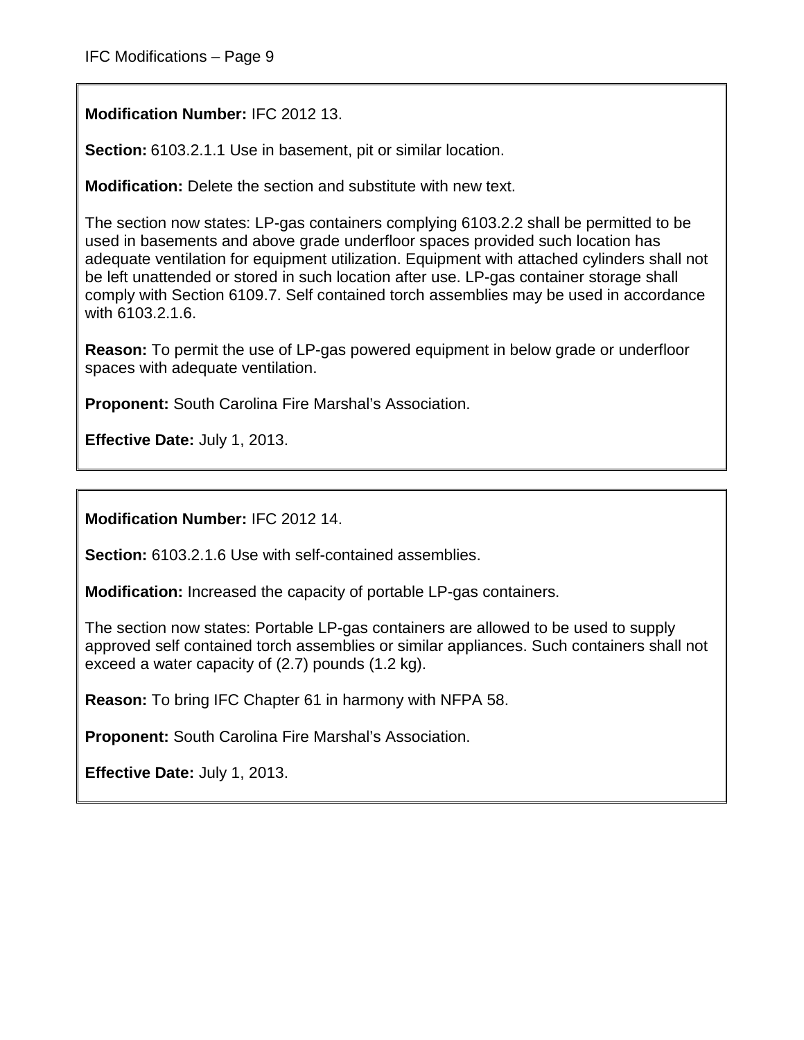**Modification Number:** IFC 2012 13.

**Section:** 6103.2.1.1 Use in basement, pit or similar location.

**Modification:** Delete the section and substitute with new text.

The section now states: LP-gas containers complying 6103.2.2 shall be permitted to be used in basements and above grade underfloor spaces provided such location has adequate ventilation for equipment utilization. Equipment with attached cylinders shall not be left unattended or stored in such location after use. LP-gas container storage shall comply with Section 6109.7. Self contained torch assemblies may be used in accordance with 6103.2.1.6.

**Reason:** To permit the use of LP-gas powered equipment in below grade or underfloor spaces with adequate ventilation.

**Proponent:** South Carolina Fire Marshal's Association.

**Effective Date:** July 1, 2013.

---

**Modification Number:** IFC 2012 14.

**Section:** 6103.2.1.6 Use with self-contained assemblies.

**Modification:** Increased the capacity of portable LP-gas containers.

The section now states: Portable LP-gas containers are allowed to be used to supply approved self contained torch assemblies or similar appliances. Such containers shall not exceed a water capacity of (2.7) pounds (1.2 kg).

**Reason:** To bring IFC Chapter 61 in harmony with NFPA 58.

**Proponent:** South Carolina Fire Marshal's Association.

**Effective Date:** July 1, 2013.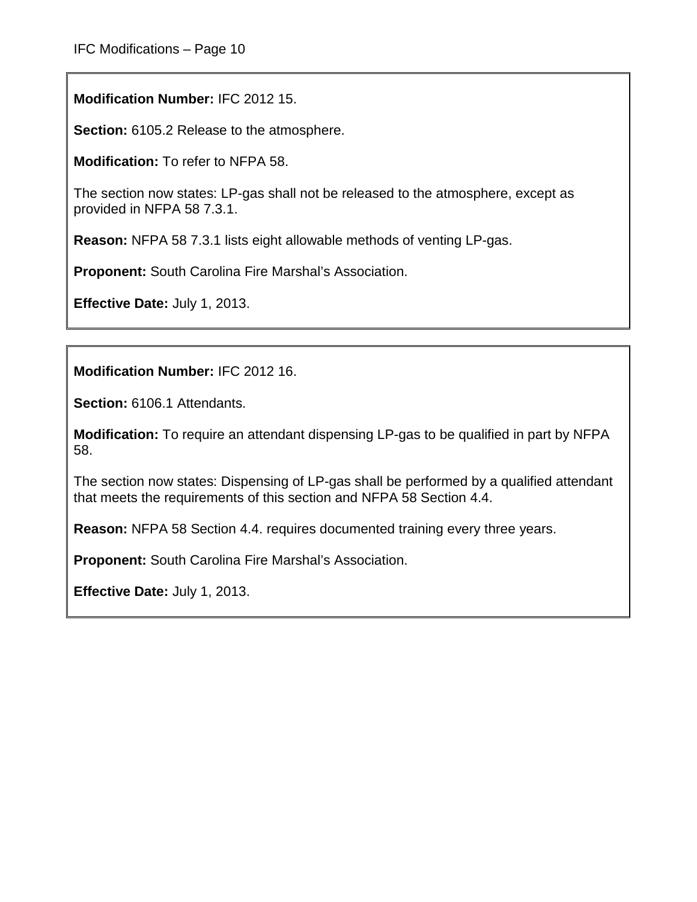**Modification Number:** IFC 2012 15.

**Section:** 6105.2 Release to the atmosphere.

**Modification:** To refer to NFPA 58.

The section now states: LP-gas shall not be released to the atmosphere, except as provided in NFPA 58 7.3.1.

**Reason:** NFPA 58 7.3.1 lists eight allowable methods of venting LP-gas.

**Proponent:** South Carolina Fire Marshal's Association.

**Effective Date:** July 1, 2013.

---

**Modification Number:** IFC 2012 16.

**Section:** 6106.1 Attendants.

**Modification:** To require an attendant dispensing LP-gas to be qualified in part by NFPA 58.

The section now states: Dispensing of LP-gas shall be performed by a qualified attendant that meets the requirements of this section and NFPA 58 Section 4.4.

**Reason:** NFPA 58 Section 4.4. requires documented training every three years.

**Proponent:** South Carolina Fire Marshal's Association.

**Effective Date:** July 1, 2013.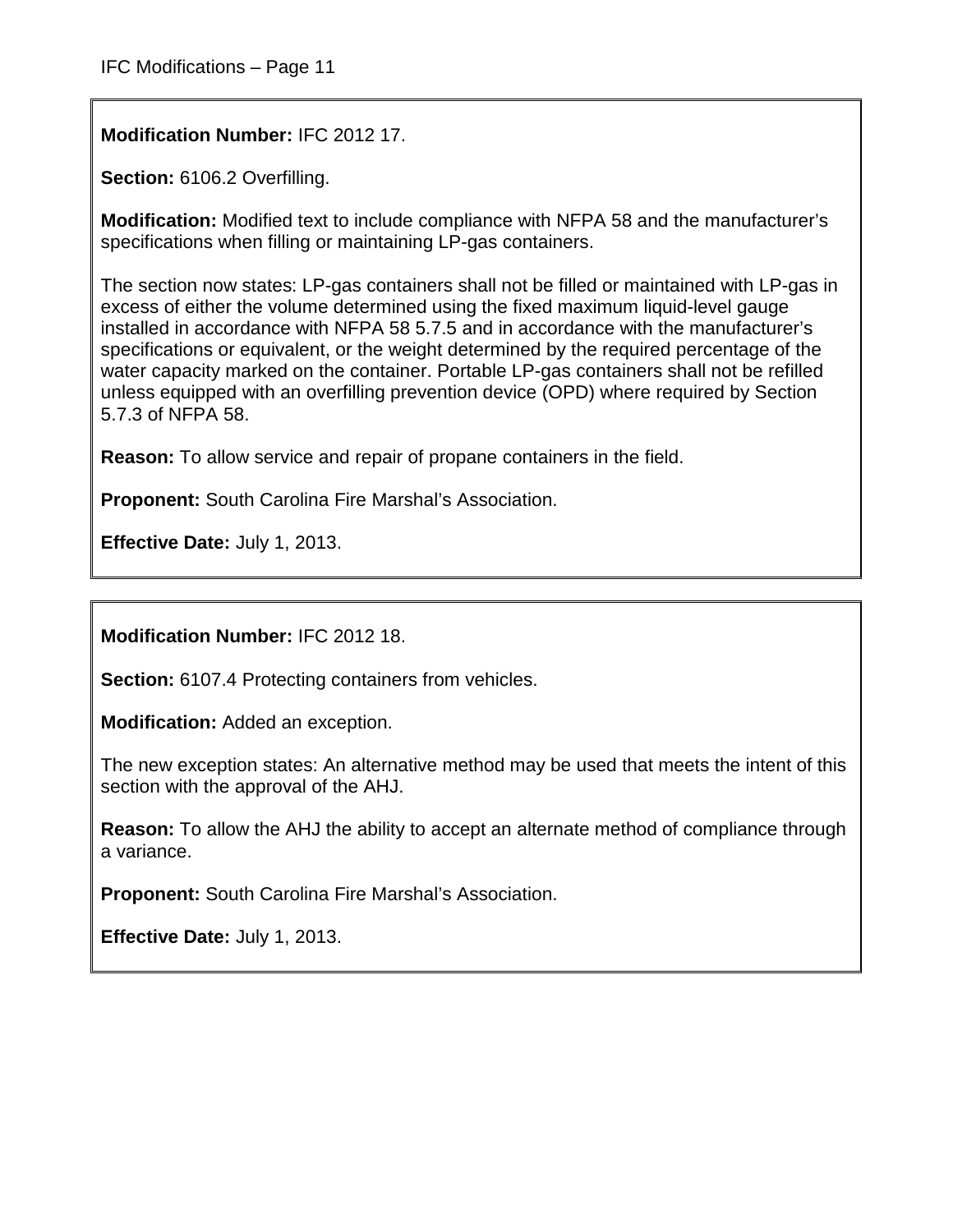**Modification Number:** IFC 2012 17.

**Section:** 6106.2 Overfilling.

**Modification:** Modified text to include compliance with NFPA 58 and the manufacturer's specifications when filling or maintaining LP-gas containers.

The section now states: LP-gas containers shall not be filled or maintained with LP-gas in excess of either the volume determined using the fixed maximum liquid-level gauge installed in accordance with NFPA 58 5.7.5 and in accordance with the manufacturer's specifications or equivalent, or the weight determined by the required percentage of the water capacity marked on the container. Portable LP-gas containers shall not be refilled unless equipped with an overfilling prevention device (OPD) where required by Section 5.7.3 of NFPA 58.

**Reason:** To allow service and repair of propane containers in the field.

**Proponent:** South Carolina Fire Marshal's Association.

**Effective Date:** July 1, 2013.

---

**Modification Number:** IFC 2012 18.

**Section:** 6107.4 Protecting containers from vehicles.

**Modification:** Added an exception.

The new exception states: An alternative method may be used that meets the intent of this section with the approval of the AHJ.

**Reason:** To allow the AHJ the ability to accept an alternate method of compliance through a variance.

**Proponent:** South Carolina Fire Marshal's Association.

**Effective Date:** July 1, 2013.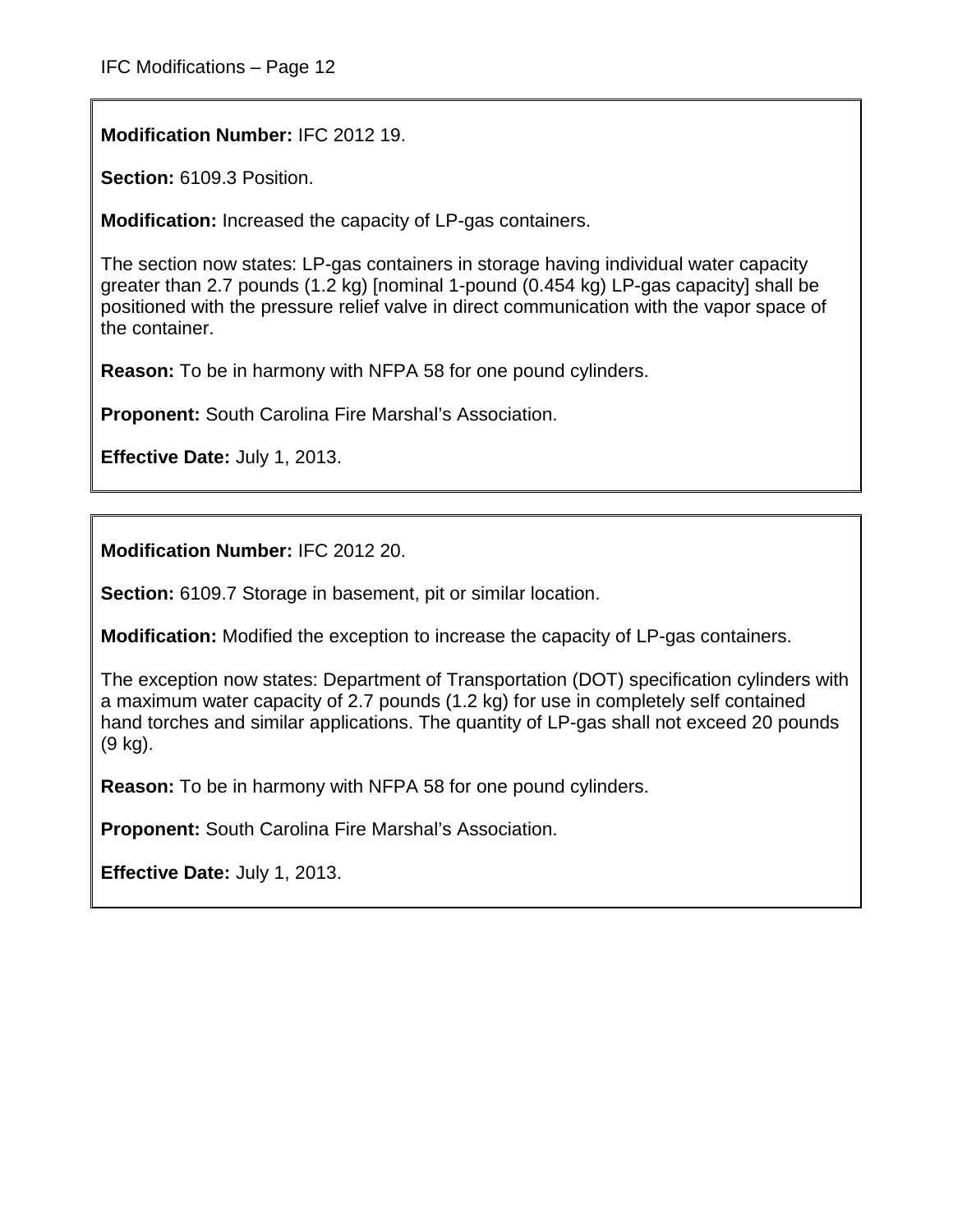**Modification Number:** IFC 2012 19.

**Section:** 6109.3 Position.

**Modification:** Increased the capacity of LP-gas containers.

The section now states: LP-gas containers in storage having individual water capacity greater than 2.7 pounds (1.2 kg) [nominal 1-pound (0.454 kg) LP-gas capacity] shall be positioned with the pressure relief valve in direct communication with the vapor space of the container.

**Reason:** To be in harmony with NFPA 58 for one pound cylinders.

**Proponent:** South Carolina Fire Marshal's Association.

**Effective Date:** July 1, 2013.

---

**Modification Number:** IFC 2012 20.

**Section:** 6109.7 Storage in basement, pit or similar location.

**Modification:** Modified the exception to increase the capacity of LP-gas containers.

The exception now states: Department of Transportation (DOT) specification cylinders with a maximum water capacity of 2.7 pounds (1.2 kg) for use in completely self contained hand torches and similar applications. The quantity of LP-gas shall not exceed 20 pounds (9 kg).

**Reason:** To be in harmony with NFPA 58 for one pound cylinders.

**Proponent:** South Carolina Fire Marshal's Association.

**Effective Date:** July 1, 2013.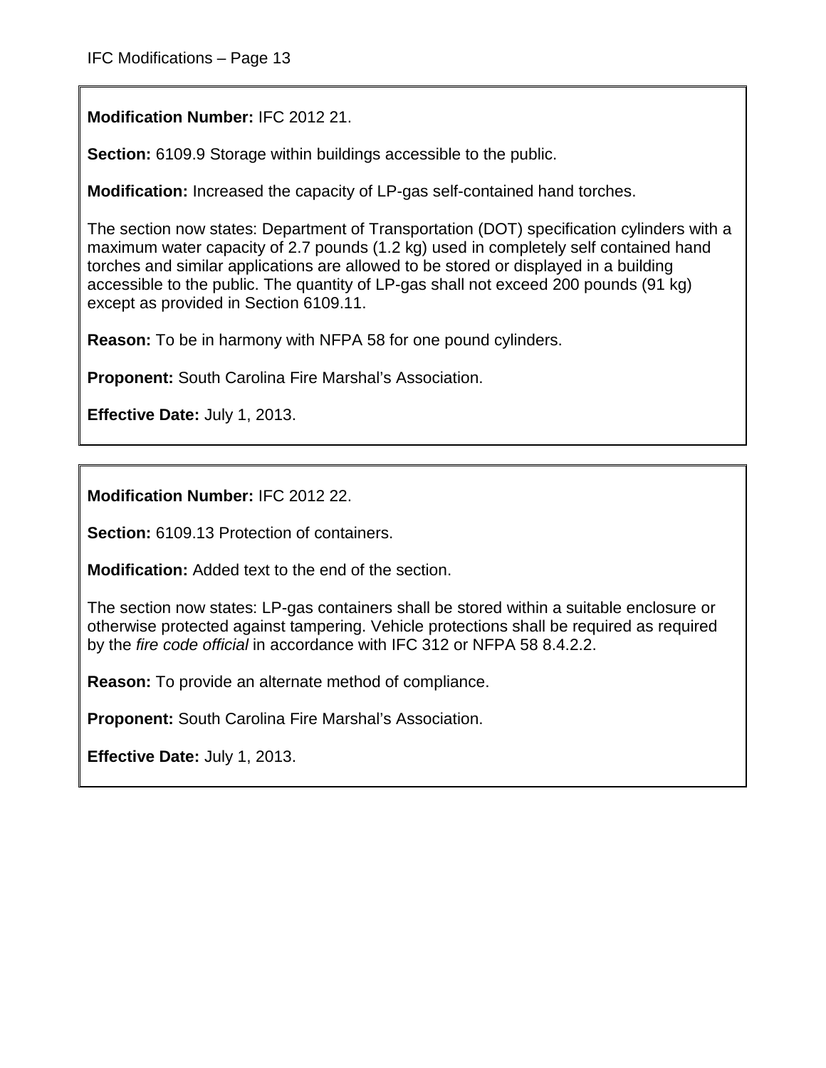**Modification Number:** IFC 2012 21.

**Section:** 6109.9 Storage within buildings accessible to the public.

**Modification:** Increased the capacity of LP-gas self-contained hand torches.

The section now states: Department of Transportation (DOT) specification cylinders with a maximum water capacity of 2.7 pounds (1.2 kg) used in completely self contained hand torches and similar applications are allowed to be stored or displayed in a building accessible to the public. The quantity of LP-gas shall not exceed 200 pounds (91 kg) except as provided in Section 6109.11.

**Reason:** To be in harmony with NFPA 58 for one pound cylinders.

**Proponent:** South Carolina Fire Marshal's Association.

**Effective Date:** July 1, 2013.

---

**Modification Number:** IFC 2012 22.

**Section:** 6109.13 Protection of containers.

**Modification:** Added text to the end of the section.

The section now states: LP-gas containers shall be stored within a suitable enclosure or otherwise protected against tampering. Vehicle protections shall be required as required by the *fire code official* in accordance with IFC 312 or NFPA 58 8.4.2.2.

**Reason:** To provide an alternate method of compliance.

**Proponent:** South Carolina Fire Marshal's Association.

**Effective Date:** July 1, 2013.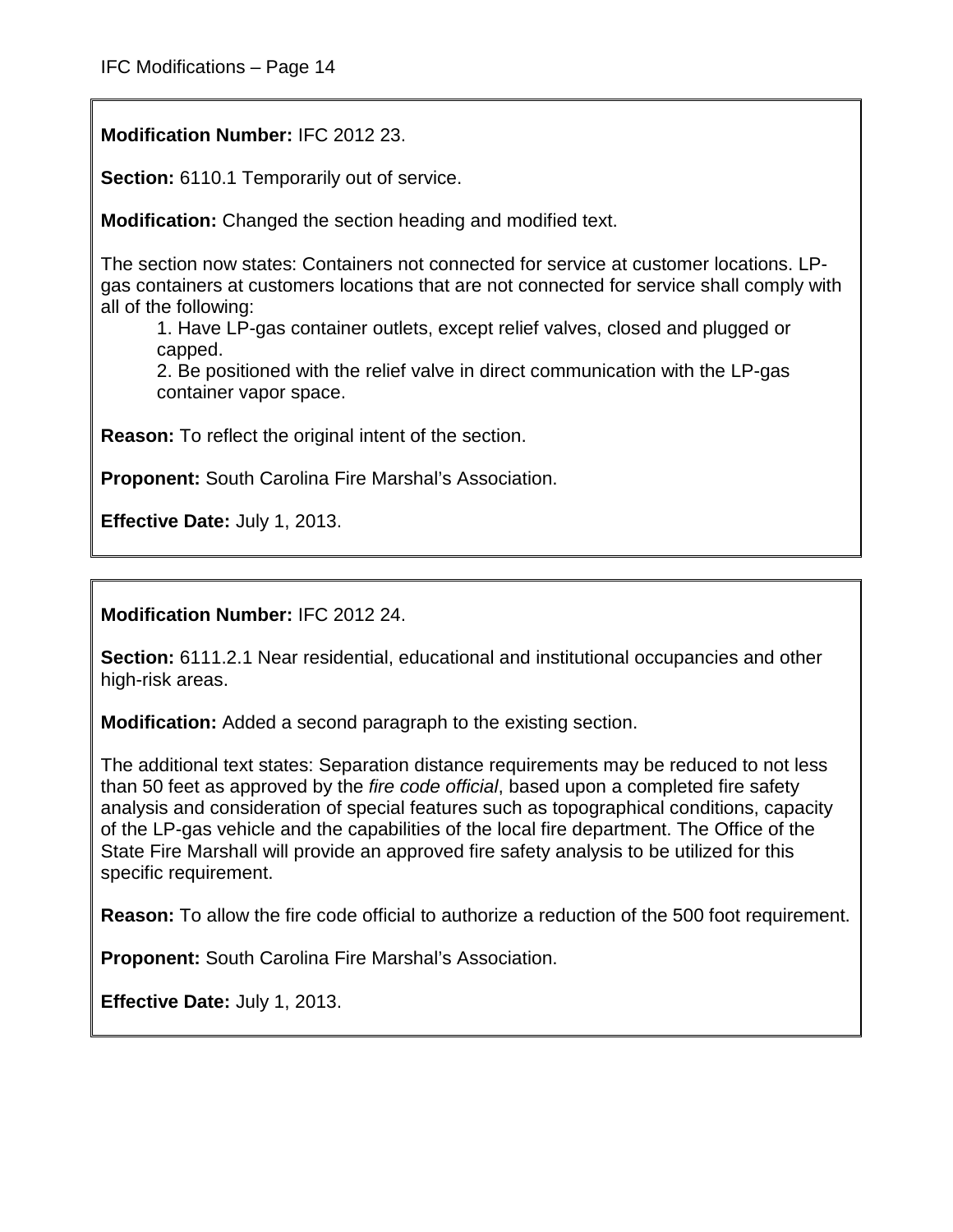**Modification Number:** IFC 2012 23.

**Section:** 6110.1 Temporarily out of service.

**Modification:** Changed the section heading and modified text.

The section now states: Containers not connected for service at customer locations. LP-gas containers at customers locations that are not connected for service shall comply with all of the following:

1. Have LP-gas container outlets, except relief valves, closed and plugged or capped.
2. Be positioned with the relief valve in direct communication with the LP-gas container vapor space.

**Reason:** To reflect the original intent of the section.

**Proponent:** South Carolina Fire Marshal's Association.

**Effective Date:** July 1, 2013.

---

**Modification Number:** IFC 2012 24.

**Section:** 6111.2.1 Near residential, educational and institutional occupancies and other high-risk areas.

**Modification:** Added a second paragraph to the existing section.

The additional text states: Separation distance requirements may be reduced to not less than 50 feet as approved by the *fire code official*, based upon a completed fire safety analysis and consideration of special features such as topographical conditions, capacity of the LP-gas vehicle and the capabilities of the local fire department. The Office of the State Fire Marshall will provide an approved fire safety analysis to be utilized for this specific requirement.

**Reason:** To allow the fire code official to authorize a reduction of the 500 foot requirement.

**Proponent:** South Carolina Fire Marshal's Association.

**Effective Date:** July 1, 2013.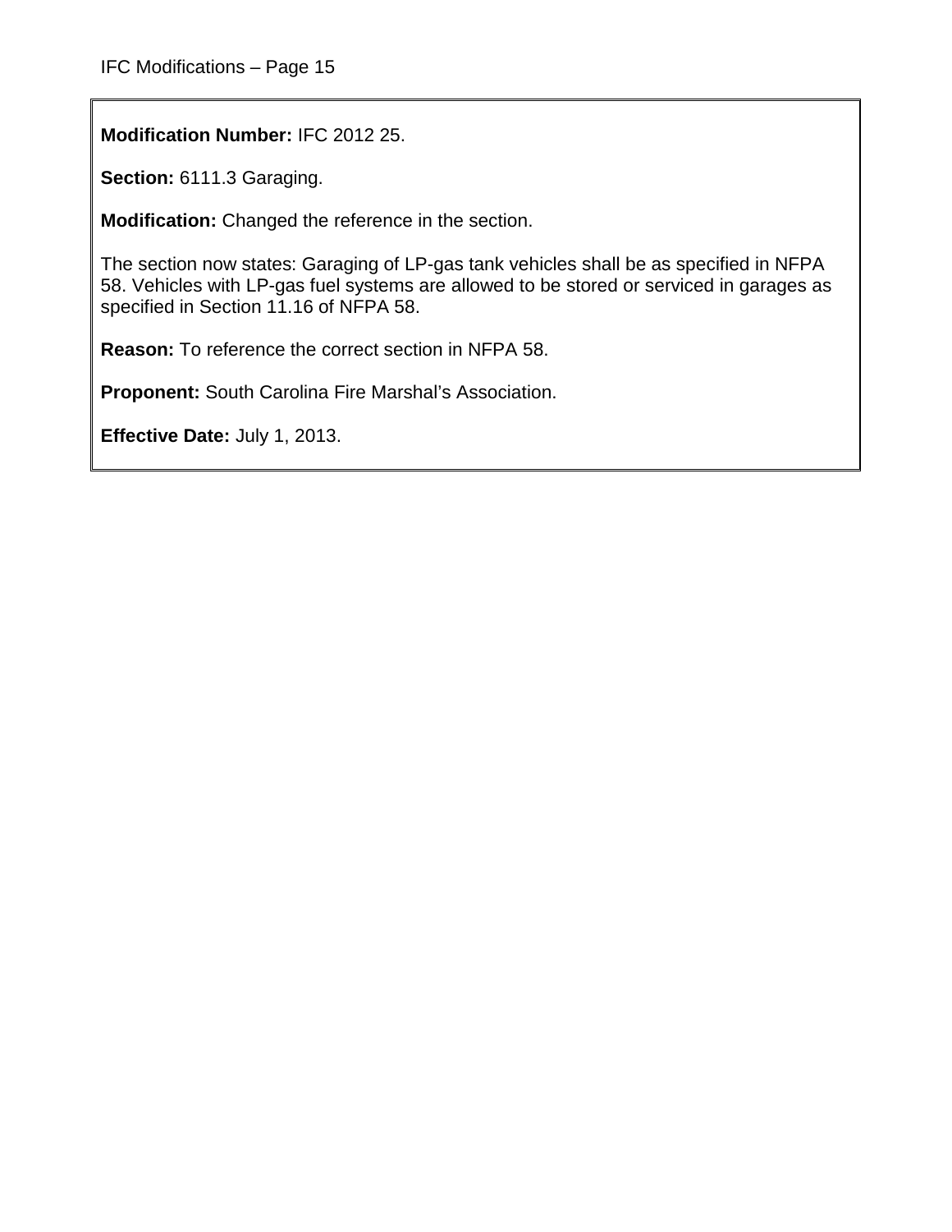**Modification Number:** IFC 2012 25.

**Section:** 6111.3 Garaging.

**Modification:** Changed the reference in the section.

The section now states: Garaging of LP-gas tank vehicles shall be as specified in NFPA 58. Vehicles with LP-gas fuel systems are allowed to be stored or serviced in garages as specified in Section 11.16 of NFPA 58.

**Reason:** To reference the correct section in NFPA 58.

**Proponent:** South Carolina Fire Marshal's Association.

**Effective Date:** July 1, 2013.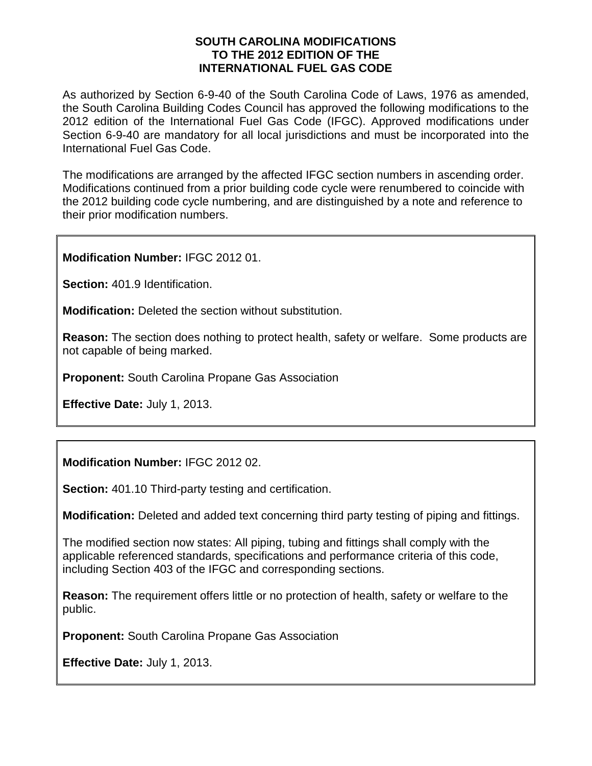# SOUTH CAROLINA MODIFICATIONS TO THE 2012 EDITION OF THE INTERNATIONAL FUEL GAS CODE

As authorized by Section 6-9-40 of the South Carolina Code of Laws, 1976 as amended, the South Carolina Building Codes Council has approved the following modifications to the 2012 edition of the International Fuel Gas Code (IFGC). Approved modifications under Section 6-9-40 are mandatory for all local jurisdictions and must be incorporated into the International Fuel Gas Code.

The modifications are arranged by the affected IFGC section numbers in ascending order. Modifications continued from a prior building code cycle were renumbered to coincide with the 2012 building code cycle numbering, and are distinguished by a note and reference to their prior modification numbers.

---

**Modification Number:** IFGC 2012 01.

**Section:** 401.9 Identification.

**Modification:** Deleted the section without substitution.

**Reason:** The section does nothing to protect health, safety or welfare. Some products are not capable of being marked.

**Proponent:** South Carolina Propane Gas Association

**Effective Date:** July 1, 2013.

---

**Modification Number:** IFGC 2012 02.

**Section:** 401.10 Third-party testing and certification.

**Modification:** Deleted and added text concerning third party testing of piping and fittings.

The modified section now states: All piping, tubing and fittings shall comply with the applicable referenced standards, specifications and performance criteria of this code, including Section 403 of the IFGC and corresponding sections.

**Reason:** The requirement offers little or no protection of health, safety or welfare to the public.

**Proponent:** South Carolina Propane Gas Association

**Effective Date:** July 1, 2013.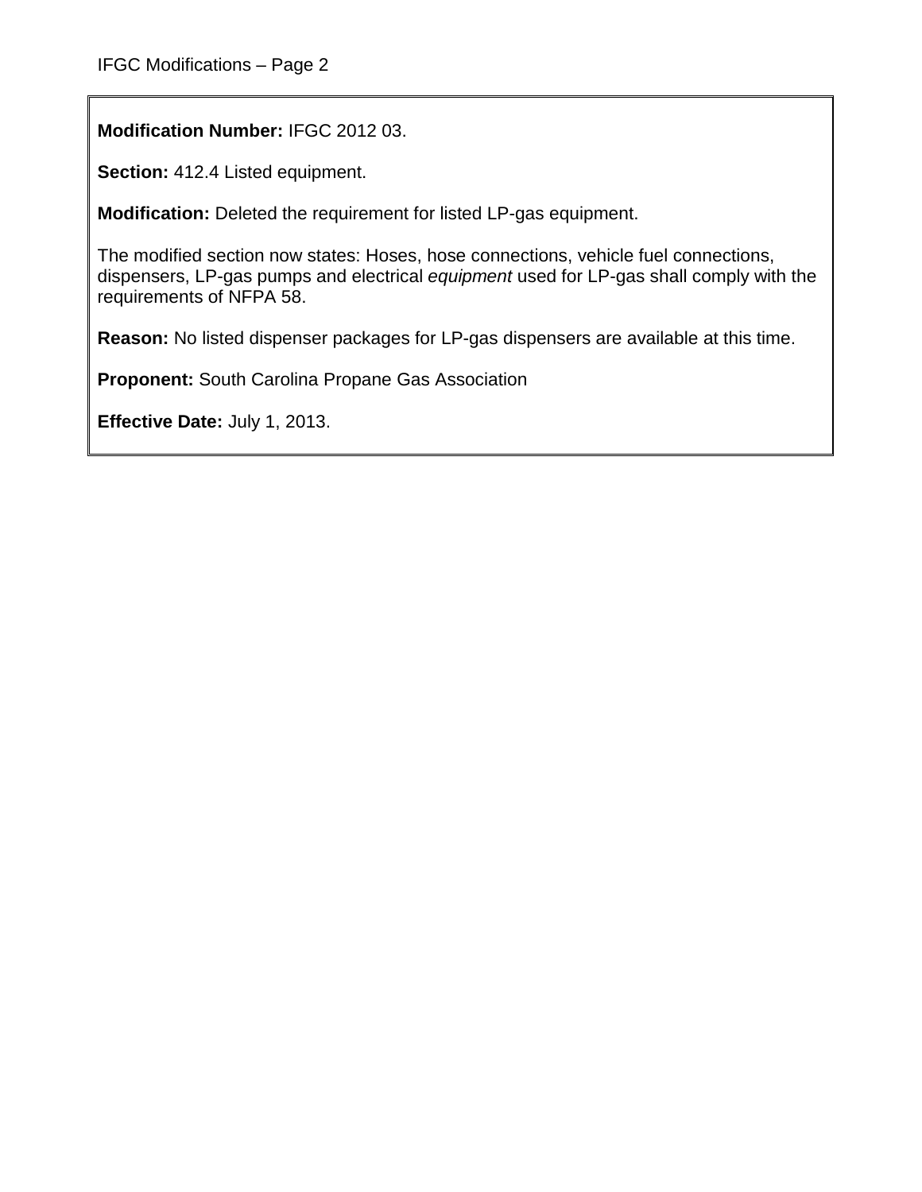**Modification Number:** IFGC 2012 03.

**Section:** 412.4 Listed equipment.

**Modification:** Deleted the requirement for listed LP-gas equipment.

The modified section now states: Hoses, hose connections, vehicle fuel connections, dispensers, LP-gas pumps and electrical *equipment* used for LP-gas shall comply with the requirements of NFPA 58.

**Reason:** No listed dispenser packages for LP-gas dispensers are available at this time.

**Proponent:** South Carolina Propane Gas Association

**Effective Date:** July 1, 2013.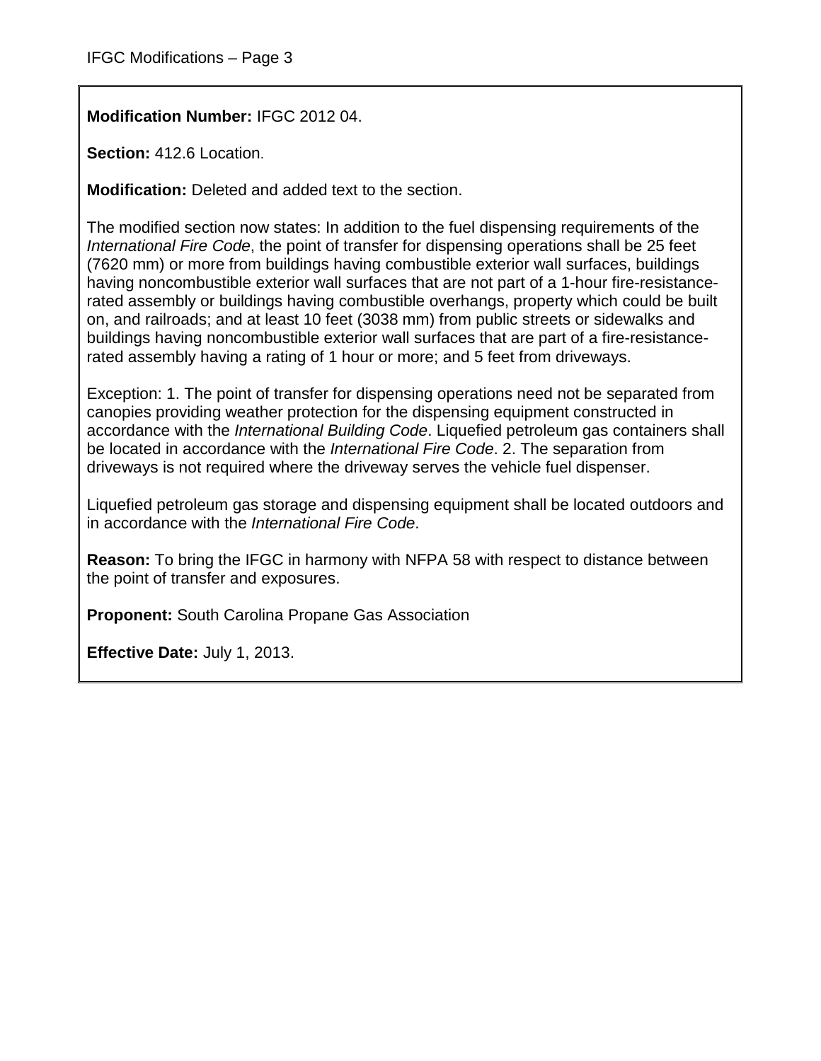**Modification Number:** IFGC 2012 04.

**Section:** 412.6 Location.

**Modification:** Deleted and added text to the section.

The modified section now states: In addition to the fuel dispensing requirements of the *International Fire Code*, the point of transfer for dispensing operations shall be 25 feet (7620 mm) or more from buildings having combustible exterior wall surfaces, buildings having noncombustible exterior wall surfaces that are not part of a 1-hour fire-resistance-rated assembly or buildings having combustible overhangs, property which could be built on, and railroads; and at least 10 feet (3038 mm) from public streets or sidewalks and buildings having noncombustible exterior wall surfaces that are part of a fire-resistance-rated assembly having a rating of 1 hour or more; and 5 feet from driveways.

Exception: 1. The point of transfer for dispensing operations need not be separated from canopies providing weather protection for the dispensing equipment constructed in accordance with the *International Building Code*. Liquefied petroleum gas containers shall be located in accordance with the *International Fire Code*. 2. The separation from driveways is not required where the driveway serves the vehicle fuel dispenser.

Liquefied petroleum gas storage and dispensing equipment shall be located outdoors and in accordance with the *International Fire Code*.

**Reason:** To bring the IFGC in harmony with NFPA 58 with respect to distance between the point of transfer and exposures.

**Proponent:** South Carolina Propane Gas Association

**Effective Date:** July 1, 2013.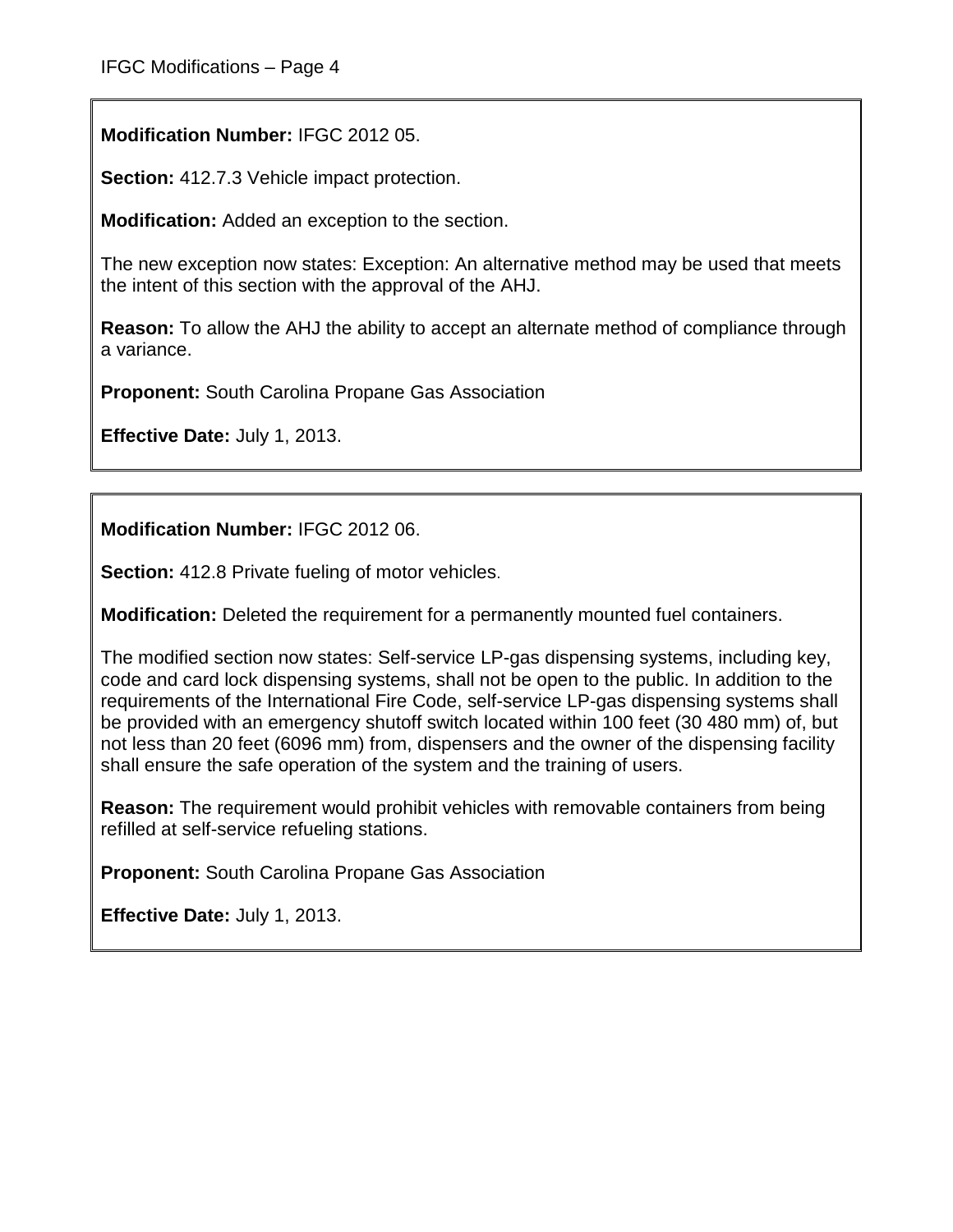**Modification Number:** IFGC 2012 05.

**Section:** 412.7.3 Vehicle impact protection.

**Modification:** Added an exception to the section.

The new exception now states: Exception: An alternative method may be used that meets the intent of this section with the approval of the AHJ.

**Reason:** To allow the AHJ the ability to accept an alternate method of compliance through a variance.

**Proponent:** South Carolina Propane Gas Association

**Effective Date:** July 1, 2013.

---

**Modification Number:** IFGC 2012 06.

**Section:** 412.8 Private fueling of motor vehicles.

**Modification:** Deleted the requirement for a permanently mounted fuel containers.

The modified section now states: Self-service LP-gas dispensing systems, including key, code and card lock dispensing systems, shall not be open to the public. In addition to the requirements of the International Fire Code, self-service LP-gas dispensing systems shall be provided with an emergency shutoff switch located within 100 feet (30 480 mm) of, but not less than 20 feet (6096 mm) from, dispensers and the owner of the dispensing facility shall ensure the safe operation of the system and the training of users.

**Reason:** The requirement would prohibit vehicles with removable containers from being refilled at self-service refueling stations.

**Proponent:** South Carolina Propane Gas Association

**Effective Date:** July 1, 2013.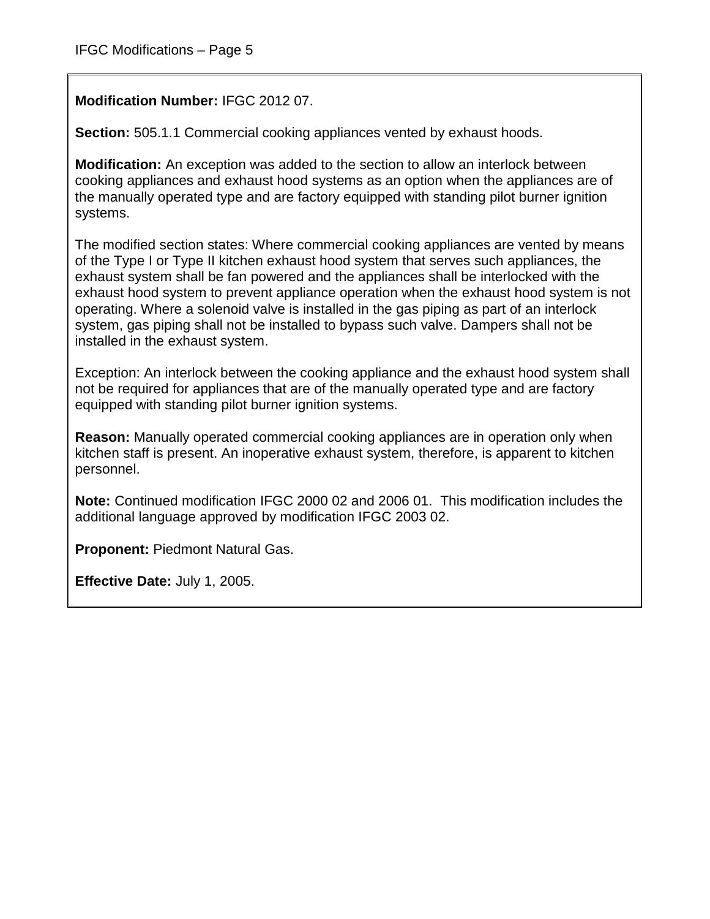**Modification Number:** IFGC 2012 07.

**Section:** 505.1.1 Commercial cooking appliances vented by exhaust hoods.

**Modification:** An exception was added to the section to allow an interlock between cooking appliances and exhaust hood systems as an option when the appliances are of the manually operated type and are factory equipped with standing pilot burner ignition systems.

The modified section states: Where commercial cooking appliances are vented by means of the Type I or Type II kitchen exhaust hood system that serves such appliances, the exhaust system shall be fan powered and the appliances shall be interlocked with the exhaust hood system to prevent appliance operation when the exhaust hood system is not operating. Where a solenoid valve is installed in the gas piping as part of an interlock system, gas piping shall not be installed to bypass such valve. Dampers shall not be installed in the exhaust system.

Exception: An interlock between the cooking appliance and the exhaust hood system shall not be required for appliances that are of the manually operated type and are factory equipped with standing pilot burner ignition systems.

**Reason:** Manually operated commercial cooking appliances are in operation only when kitchen staff is present. An inoperative exhaust system, therefore, is apparent to kitchen personnel.

**Note:** Continued modification IFGC 2000 02 and 2006 01. This modification includes the additional language approved by modification IFGC 2003 02.

**Proponent:** Piedmont Natural Gas.

**Effective Date:** July 1, 2005.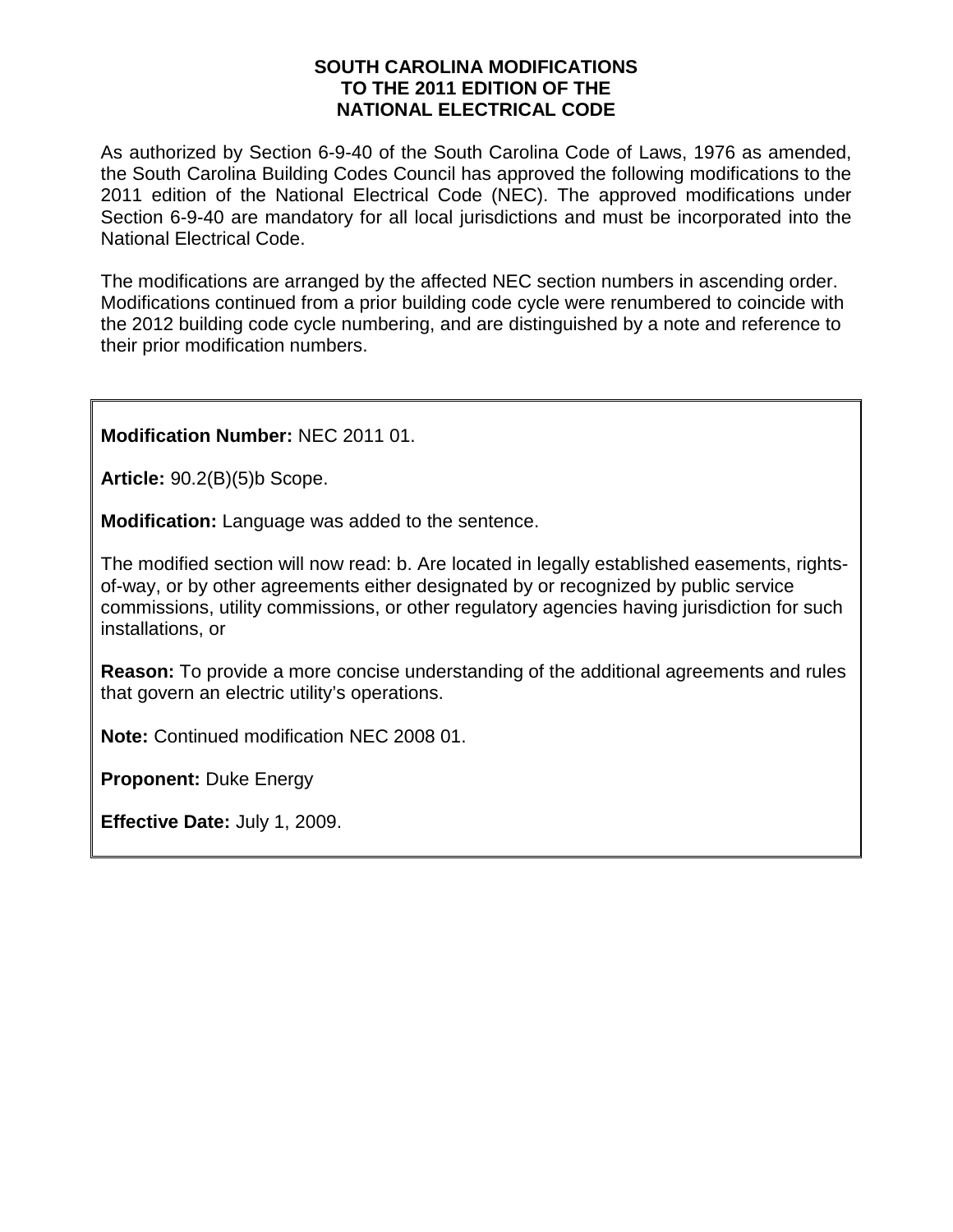# SOUTH CAROLINA MODIFICATIONS TO THE 2011 EDITION OF THE NATIONAL ELECTRICAL CODE

As authorized by Section 6-9-40 of the South Carolina Code of Laws, 1976 as amended, the South Carolina Building Codes Council has approved the following modifications to the 2011 edition of the National Electrical Code (NEC). The approved modifications under Section 6-9-40 are mandatory for all local jurisdictions and must be incorporated into the National Electrical Code.

The modifications are arranged by the affected NEC section numbers in ascending order. Modifications continued from a prior building code cycle were renumbered to coincide with the 2012 building code cycle numbering, and are distinguished by a note and reference to their prior modification numbers.

**Modification Number:** NEC 2011 01.

**Article:** 90.2(B)(5)b Scope.

**Modification:** Language was added to the sentence.

The modified section will now read: b. Are located in legally established easements, rights-of-way, or by other agreements either designated by or recognized by public service commissions, utility commissions, or other regulatory agencies having jurisdiction for such installations, or

**Reason:** To provide a more concise understanding of the additional agreements and rules that govern an electric utility's operations.

**Note:** Continued modification NEC 2008 01.

**Proponent:** Duke Energy

**Effective Date:** July 1, 2009.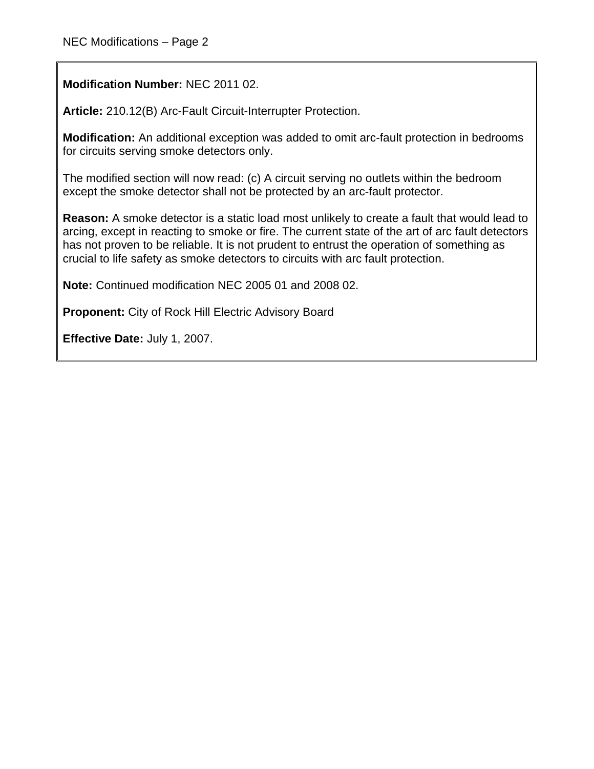**Modification Number:** NEC 2011 02.

**Article:** 210.12(B) Arc-Fault Circuit-Interrupter Protection.

**Modification:** An additional exception was added to omit arc-fault protection in bedrooms for circuits serving smoke detectors only.

The modified section will now read: (c) A circuit serving no outlets within the bedroom except the smoke detector shall not be protected by an arc-fault protector.

**Reason:** A smoke detector is a static load most unlikely to create a fault that would lead to arcing, except in reacting to smoke or fire. The current state of the art of arc fault detectors has not proven to be reliable. It is not prudent to entrust the operation of something as crucial to life safety as smoke detectors to circuits with arc fault protection.

**Note:** Continued modification NEC 2005 01 and 2008 02.

**Proponent:** City of Rock Hill Electric Advisory Board

**Effective Date:** July 1, 2007.